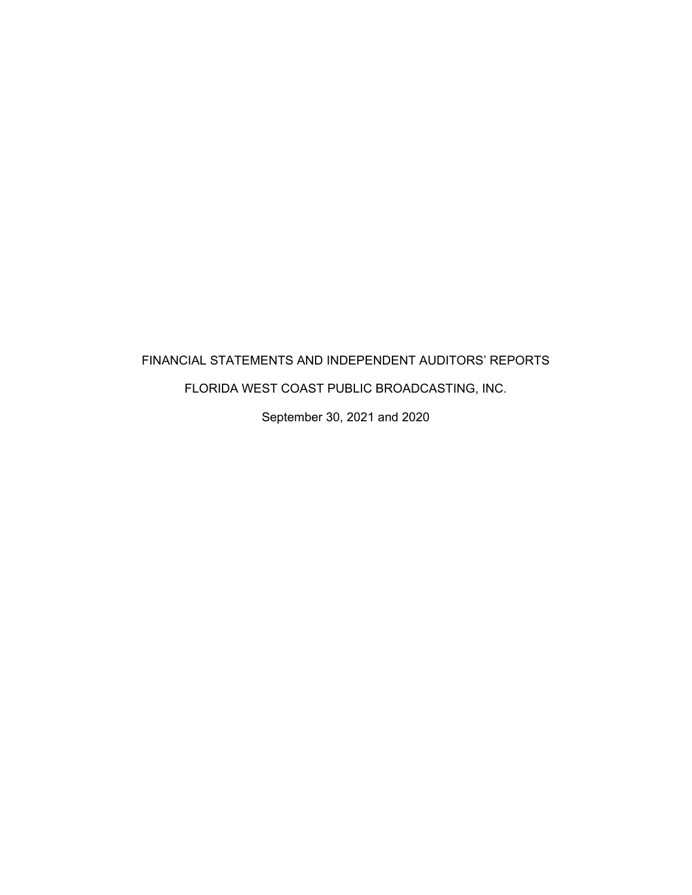# FINANCIAL STATEMENTS AND INDEPENDENT AUDITORS' REPORTS

## FLORIDA WEST COAST PUBLIC BROADCASTING, INC.

September 30, 2021 and 2020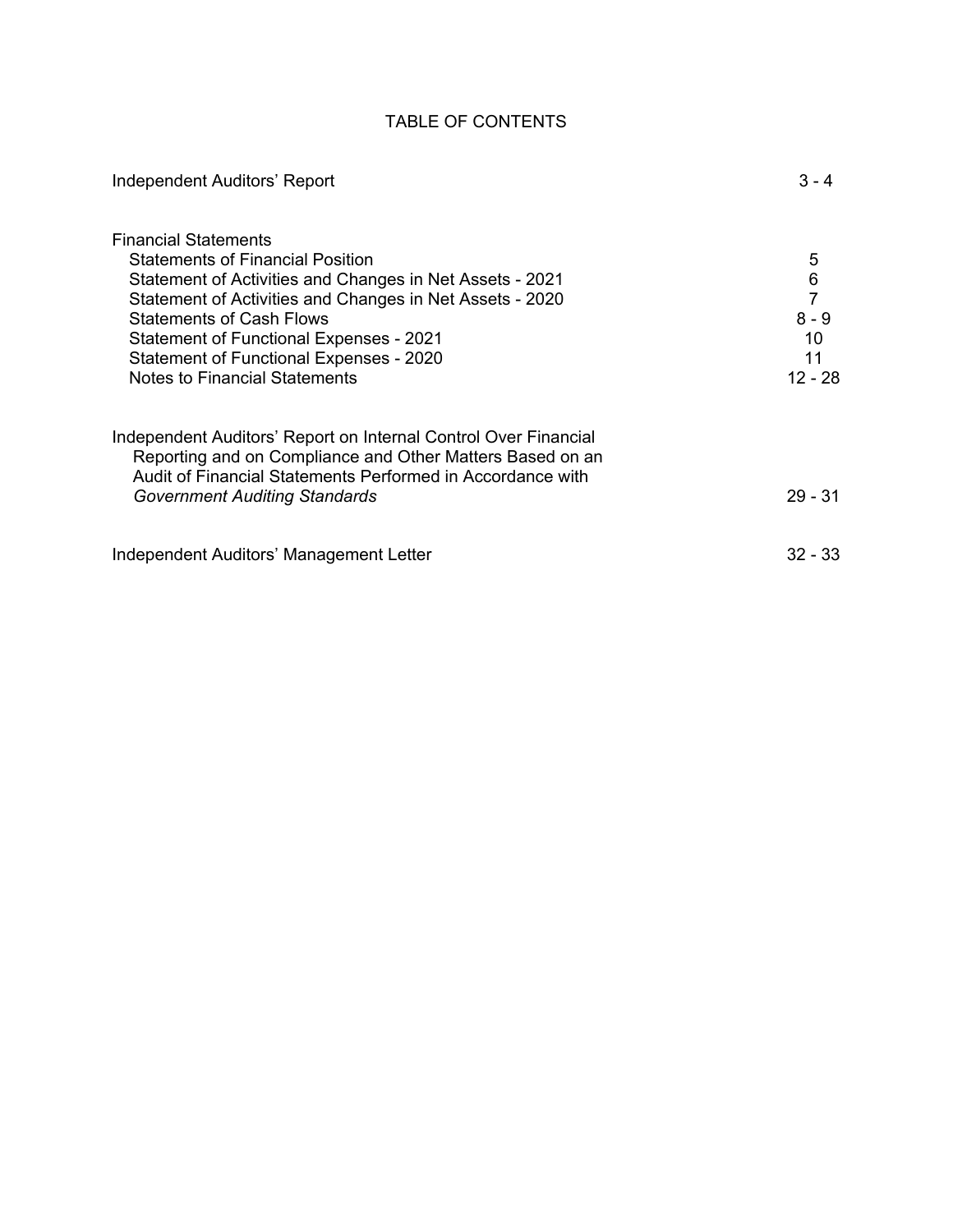# TABLE OF CONTENTS

| | |
|---|---|
| Independent Auditors' Report | 3 - 4 |
| | |
| Financial Statements | |
| Statements of Financial Position | 5 |
| Statement of Activities and Changes in Net Assets - 2021 | 6 |
| Statement of Activities and Changes in Net Assets - 2020 | 7 |
| Statements of Cash Flows | 8 - 9 |
| Statement of Functional Expenses - 2021 | 10 |
| Statement of Functional Expenses - 2020 | 11 |
| Notes to Financial Statements | 12 - 28 |
| | |
| Independent Auditors' Report on Internal Control Over Financial Reporting and on Compliance and Other Matters Based on an Audit of Financial Statements Performed in Accordance with *Government Auditing Standards* | 29 - 31 |
| | |
| Independent Auditors' Management Letter | 32 - 33 |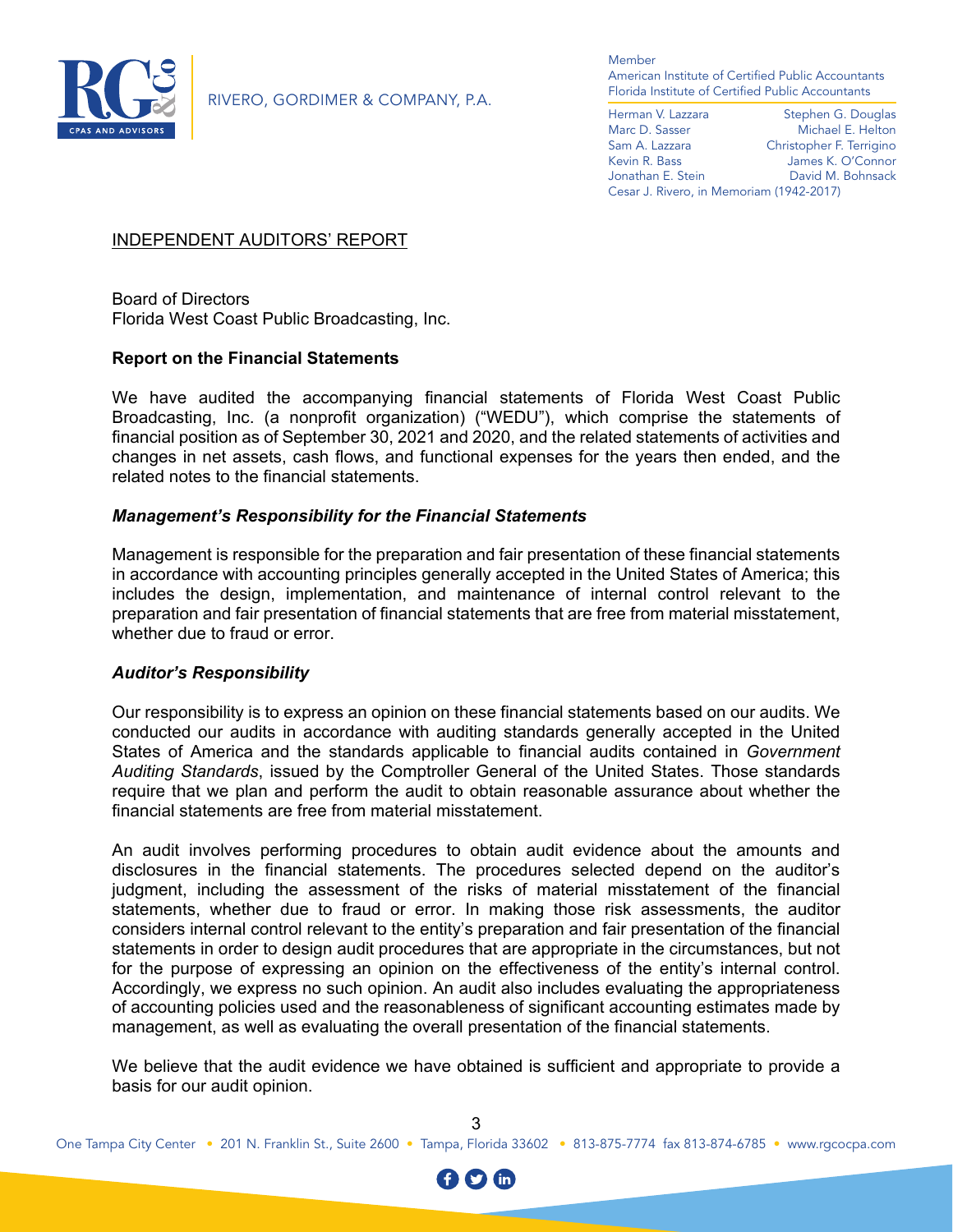RIVERO, GORDIMER & COMPANY, P.A.

Member
American Institute of Certified Public Accountants
Florida Institute of Certified Public Accountants

Herman V. Lazzara
Marc D. Sasser
Sam A. Lazzara
Kevin R. Bass
Jonathan E. Stein
Stephen G. Douglas
Michael E. Helton
Christopher F. Terrigino
James K. O'Connor
David M. Bohnsack
Cesar J. Rivero, in Memoriam (1942-2017)

INDEPENDENT AUDITORS' REPORT

Board of Directors
Florida West Coast Public Broadcasting, Inc.

**Report on the Financial Statements**

We have audited the accompanying financial statements of Florida West Coast Public Broadcasting, Inc. (a nonprofit organization) ("WEDU"), which comprise the statements of financial position as of September 30, 2021 and 2020, and the related statements of activities and changes in net assets, cash flows, and functional expenses for the years then ended, and the related notes to the financial statements.

***Management's Responsibility for the Financial Statements***

Management is responsible for the preparation and fair presentation of these financial statements in accordance with accounting principles generally accepted in the United States of America; this includes the design, implementation, and maintenance of internal control relevant to the preparation and fair presentation of financial statements that are free from material misstatement, whether due to fraud or error.

***Auditor's Responsibility***

Our responsibility is to express an opinion on these financial statements based on our audits. We conducted our audits in accordance with auditing standards generally accepted in the United States of America and the standards applicable to financial audits contained in *Government Auditing Standards*, issued by the Comptroller General of the United States. Those standards require that we plan and perform the audit to obtain reasonable assurance about whether the financial statements are free from material misstatement.

An audit involves performing procedures to obtain audit evidence about the amounts and disclosures in the financial statements. The procedures selected depend on the auditor's judgment, including the assessment of the risks of material misstatement of the financial statements, whether due to fraud or error. In making those risk assessments, the auditor considers internal control relevant to the entity's preparation and fair presentation of the financial statements in order to design audit procedures that are appropriate in the circumstances, but not for the purpose of expressing an opinion on the effectiveness of the entity's internal control. Accordingly, we express no such opinion. An audit also includes evaluating the appropriateness of accounting policies used and the reasonableness of significant accounting estimates made by management, as well as evaluating the overall presentation of the financial statements.

We believe that the audit evidence we have obtained is sufficient and appropriate to provide a basis for our audit opinion.

One Tampa City Center • 201 N. Franklin St., Suite 2600 • Tampa, Florida 33602 • 813-875-7774 fax 813-874-6785 • www.rgcocpa.com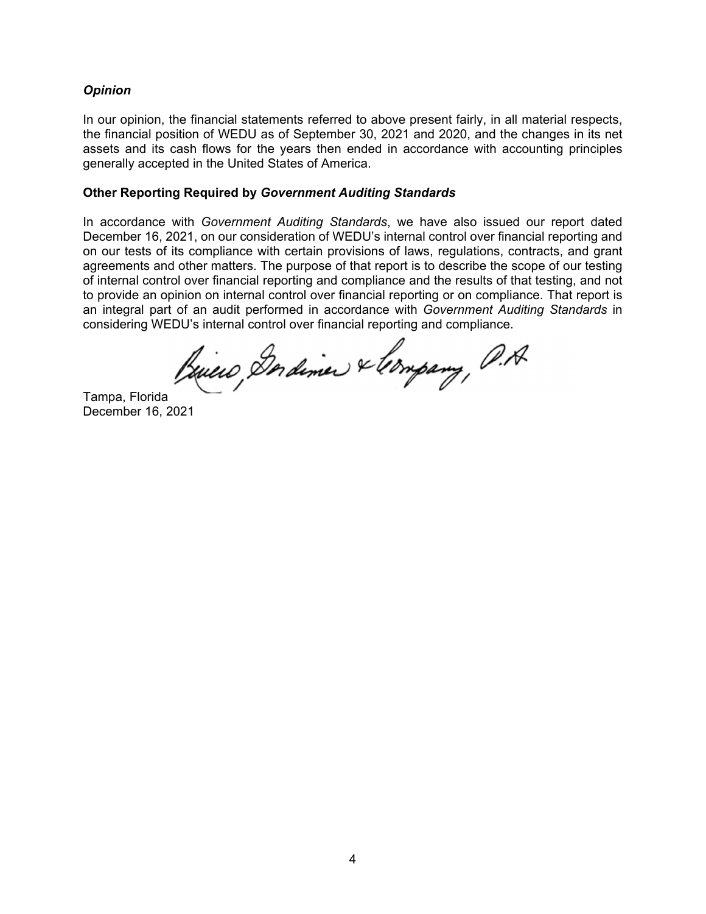### *Opinion*

In our opinion, the financial statements referred to above present fairly, in all material respects, the financial position of WEDU as of September 30, 2021 and 2020, and the changes in its net assets and its cash flows for the years then ended in accordance with accounting principles generally accepted in the United States of America.

### Other Reporting Required by *Government Auditing Standards*

In accordance with *Government Auditing Standards*, we have also issued our report dated December 16, 2021, on our consideration of WEDU's internal control over financial reporting and on our tests of its compliance with certain provisions of laws, regulations, contracts, and grant agreements and other matters. The purpose of that report is to describe the scope of our testing of internal control over financial reporting and compliance and the results of that testing, and not to provide an opinion on internal control over financial reporting or on compliance. That report is an integral part of an audit performed in accordance with *Government Auditing Standards* in considering WEDU's internal control over financial reporting and compliance.

Rivero, Gordimer & Company, P.A.

Tampa, Florida
December 16, 2021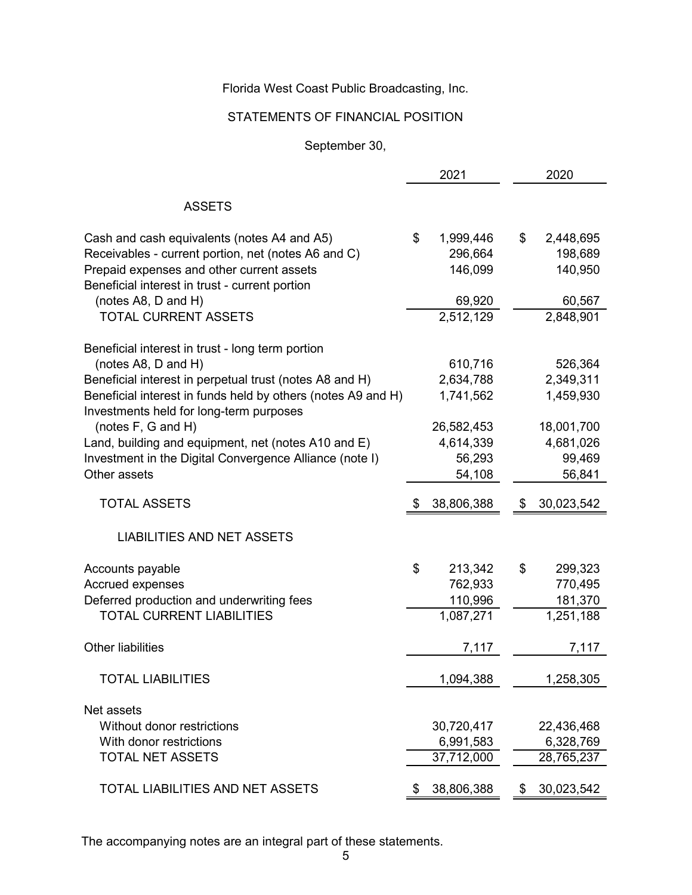# Florida West Coast Public Broadcasting, Inc.

## STATEMENTS OF FINANCIAL POSITION

September 30,

| | 2021 | 2020 |
|---|---|---|
| **ASSETS** | | |
| Cash and cash equivalents (notes A4 and A5) | $ 1,999,446 | $ 2,448,695 |
| Receivables - current portion, net (notes A6 and C) | 296,664 | 198,689 |
| Prepaid expenses and other current assets | 146,099 | 140,950 |
| Beneficial interest in trust - current portion (notes A8, D and H) | 69,920 | 60,567 |
| TOTAL CURRENT ASSETS | 2,512,129 | 2,848,901 |
| Beneficial interest in trust - long term portion (notes A8, D and H) | 610,716 | 526,364 |
| Beneficial interest in perpetual trust (notes A8 and H) | 2,634,788 | 2,349,311 |
| Beneficial interest in funds held by others (notes A9 and H) | 1,741,562 | 1,459,930 |
| Investments held for long-term purposes (notes F, G and H) | 26,582,453 | 18,001,700 |
| Land, building and equipment, net (notes A10 and E) | 4,614,339 | 4,681,026 |
| Investment in the Digital Convergence Alliance (note I) | 56,293 | 99,469 |
| Other assets | 54,108 | 56,841 |
| TOTAL ASSETS | $ 38,806,388 | $ 30,023,542 |
| **LIABILITIES AND NET ASSETS** | | |
| Accounts payable | $ 213,342 | $ 299,323 |
| Accrued expenses | 762,933 | 770,495 |
| Deferred production and underwriting fees | 110,996 | 181,370 |
| TOTAL CURRENT LIABILITIES | 1,087,271 | 1,251,188 |
| Other liabilities | 7,117 | 7,117 |
| TOTAL LIABILITIES | 1,094,388 | 1,258,305 |
| Net assets | | |
| Without donor restrictions | 30,720,417 | 22,436,468 |
| With donor restrictions | 6,991,583 | 6,328,769 |
| TOTAL NET ASSETS | 37,712,000 | 28,765,237 |
| TOTAL LIABILITIES AND NET ASSETS | $ 38,806,388 | $ 30,023,542 |

The accompanying notes are an integral part of these statements.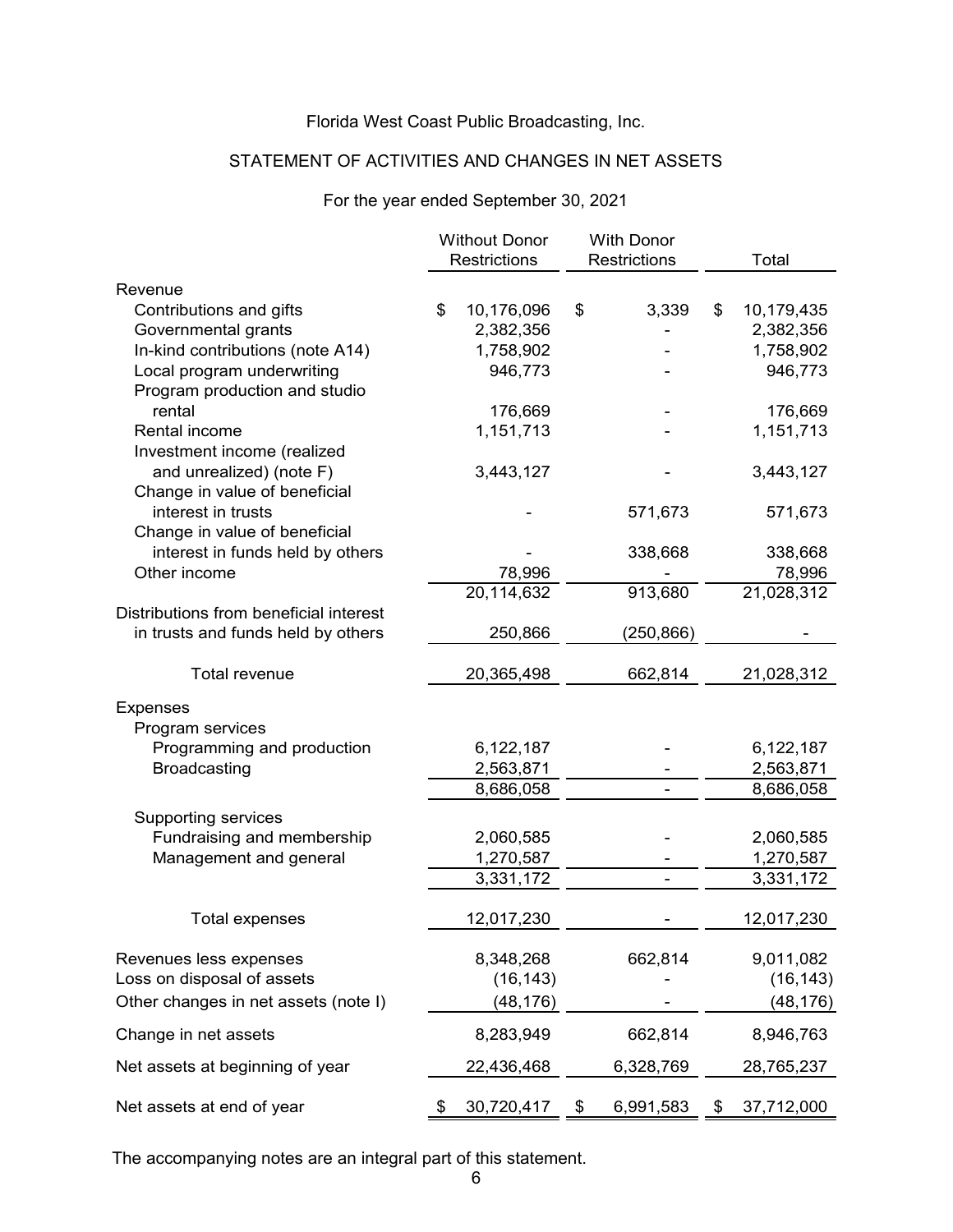Florida West Coast Public Broadcasting, Inc.

STATEMENT OF ACTIVITIES AND CHANGES IN NET ASSETS

For the year ended September 30, 2021

| | Without Donor Restrictions | With Donor Restrictions | Total |
|---|---|---|---|
| **Revenue** | | | |
| Contributions and gifts | $ 10,176,096 | $ 3,339 | $ 10,179,435 |
| Governmental grants | 2,382,356 | - | 2,382,356 |
| In-kind contributions (note A14) | 1,758,902 | - | 1,758,902 |
| Local program underwriting | 946,773 | - | 946,773 |
| Program production and studio rental | 176,669 | - | 176,669 |
| Rental income | 1,151,713 | - | 1,151,713 |
| Investment income (realized and unrealized) (note F) | 3,443,127 | - | 3,443,127 |
| Change in value of beneficial interest in trusts | - | 571,673 | 571,673 |
| Change in value of beneficial interest in funds held by others | - | 338,668 | 338,668 |
| Other income | 78,996 | - | 78,996 |
| | 20,114,632 | 913,680 | 21,028,312 |
| Distributions from beneficial interest in trusts and funds held by others | 250,866 | (250,866) | - |
| Total revenue | 20,365,498 | 662,814 | 21,028,312 |
| **Expenses** | | | |
| Program services | | | |
| Programming and production | 6,122,187 | - | 6,122,187 |
| Broadcasting | 2,563,871 | - | 2,563,871 |
| | 8,686,058 | - | 8,686,058 |
| Supporting services | | | |
| Fundraising and membership | 2,060,585 | - | 2,060,585 |
| Management and general | 1,270,587 | - | 1,270,587 |
| | 3,331,172 | - | 3,331,172 |
| Total expenses | 12,017,230 | - | 12,017,230 |
| Revenues less expenses | 8,348,268 | 662,814 | 9,011,082 |
| Loss on disposal of assets | (16,143) | - | (16,143) |
| Other changes in net assets (note I) | (48,176) | - | (48,176) |
| Change in net assets | 8,283,949 | 662,814 | 8,946,763 |
| Net assets at beginning of year | 22,436,468 | 6,328,769 | 28,765,237 |
| Net assets at end of year | $ 30,720,417 | $ 6,991,583 | $ 37,712,000 |

The accompanying notes are an integral part of this statement.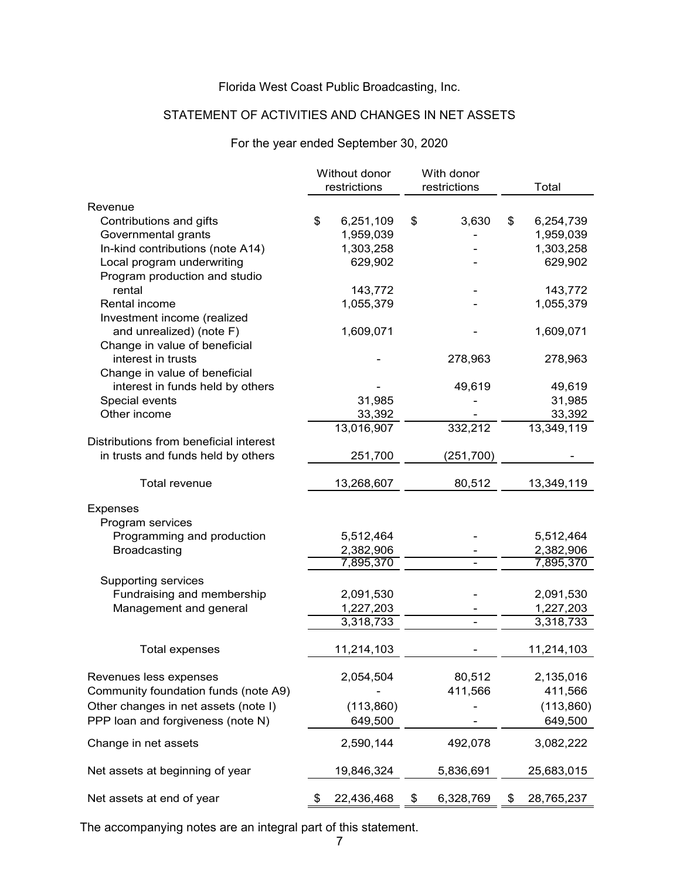Florida West Coast Public Broadcasting, Inc.

# STATEMENT OF ACTIVITIES AND CHANGES IN NET ASSETS

For the year ended September 30, 2020

| | Without donor restrictions | With donor restrictions | Total |
|---|---|---|---|
| **Revenue** | | | |
| Contributions and gifts | $ 6,251,109 | $ 3,630 | $ 6,254,739 |
| Governmental grants | 1,959,039 | - | 1,959,039 |
| In-kind contributions (note A14) | 1,303,258 | - | 1,303,258 |
| Local program underwriting | 629,902 | - | 629,902 |
| Program production and studio rental | 143,772 | - | 143,772 |
| Rental income | 1,055,379 | - | 1,055,379 |
| Investment income (realized and unrealized) (note F) | 1,609,071 | - | 1,609,071 |
| Change in value of beneficial interest in trusts | - | 278,963 | 278,963 |
| Change in value of beneficial interest in funds held by others | - | 49,619 | 49,619 |
| Special events | 31,985 | - | 31,985 |
| Other income | 33,392 | - | 33,392 |
| | 13,016,907 | 332,212 | 13,349,119 |
| Distributions from beneficial interest in trusts and funds held by others | 251,700 | (251,700) | - |
| Total revenue | 13,268,607 | 80,512 | 13,349,119 |
| **Expenses** | | | |
| Program services | | | |
| Programming and production | 5,512,464 | - | 5,512,464 |
| Broadcasting | 2,382,906 | - | 2,382,906 |
| | 7,895,370 | - | 7,895,370 |
| Supporting services | | | |
| Fundraising and membership | 2,091,530 | - | 2,091,530 |
| Management and general | 1,227,203 | - | 1,227,203 |
| | 3,318,733 | - | 3,318,733 |
| Total expenses | 11,214,103 | - | 11,214,103 |
| Revenues less expenses | 2,054,504 | 80,512 | 2,135,016 |
| Community foundation funds (note A9) | - | 411,566 | 411,566 |
| Other changes in net assets (note I) | (113,860) | - | (113,860) |
| PPP loan and forgiveness (note N) | 649,500 | - | 649,500 |
| Change in net assets | 2,590,144 | 492,078 | 3,082,222 |
| Net assets at beginning of year | 19,846,324 | 5,836,691 | 25,683,015 |
| Net assets at end of year | $ 22,436,468 | $ 6,328,769 | $ 28,765,237 |

The accompanying notes are an integral part of this statement.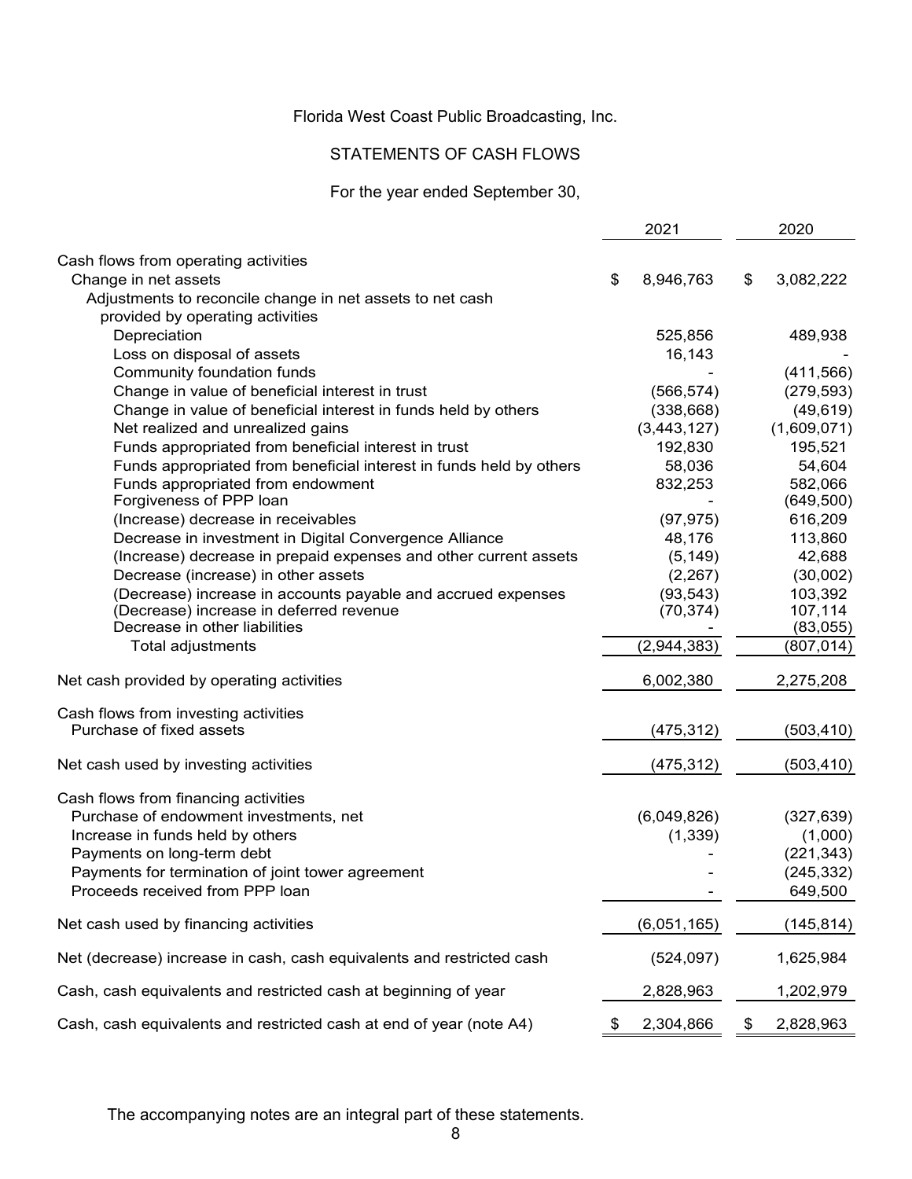Florida West Coast Public Broadcasting, Inc.

STATEMENTS OF CASH FLOWS

For the year ended September 30,

| | 2021 | 2020 |
|---|---|---|
| Cash flows from operating activities | | |
| Change in net assets | $ 8,946,763 | $ 3,082,222 |
| Adjustments to reconcile change in net assets to net cash provided by operating activities | | |
| Depreciation | 525,856 | 489,938 |
| Loss on disposal of assets | 16,143 | - |
| Community foundation funds | - | (411,566) |
| Change in value of beneficial interest in trust | (566,574) | (279,593) |
| Change in value of beneficial interest in funds held by others | (338,668) | (49,619) |
| Net realized and unrealized gains | (3,443,127) | (1,609,071) |
| Funds appropriated from beneficial interest in trust | 192,830 | 195,521 |
| Funds appropriated from beneficial interest in funds held by others | 58,036 | 54,604 |
| Funds appropriated from endowment | 832,253 | 582,066 |
| Forgiveness of PPP loan | - | (649,500) |
| (Increase) decrease in receivables | (97,975) | 616,209 |
| Decrease in investment in Digital Convergence Alliance | 48,176 | 113,860 |
| (Increase) decrease in prepaid expenses and other current assets | (5,149) | 42,688 |
| Decrease (increase) in other assets | (2,267) | (30,002) |
| (Decrease) increase in accounts payable and accrued expenses | (93,543) | 103,392 |
| (Decrease) increase in deferred revenue | (70,374) | 107,114 |
| Decrease in other liabilities | - | (83,055) |
| Total adjustments | (2,944,383) | (807,014) |
| Net cash provided by operating activities | 6,002,380 | 2,275,208 |
| Cash flows from investing activities | | |
| Purchase of fixed assets | (475,312) | (503,410) |
| Net cash used by investing activities | (475,312) | (503,410) |
| Cash flows from financing activities | | |
| Purchase of endowment investments, net | (6,049,826) | (327,639) |
| Increase in funds held by others | (1,339) | (1,000) |
| Payments on long-term debt | - | (221,343) |
| Payments for termination of joint tower agreement | - | (245,332) |
| Proceeds received from PPP loan | - | 649,500 |
| Net cash used by financing activities | (6,051,165) | (145,814) |
| Net (decrease) increase in cash, cash equivalents and restricted cash | (524,097) | 1,625,984 |
| Cash, cash equivalents and restricted cash at beginning of year | 2,828,963 | 1,202,979 |
| Cash, cash equivalents and restricted cash at end of year (note A4) | $ 2,304,866 | $ 2,828,963 |

The accompanying notes are an integral part of these statements.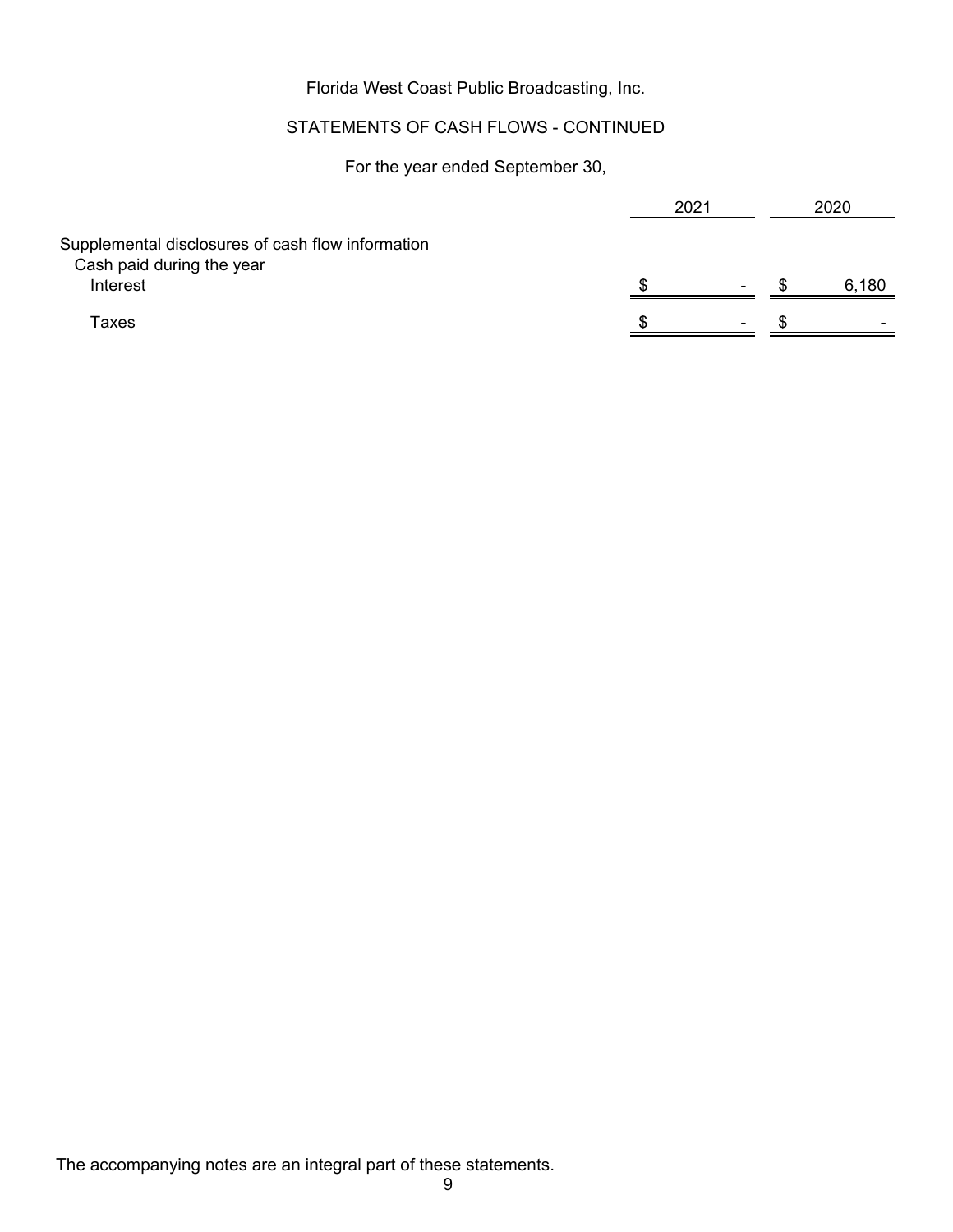Florida West Coast Public Broadcasting, Inc.

STATEMENTS OF CASH FLOWS - CONTINUED

For the year ended September 30,

| | 2021 | 2020 |
|---|---|---|
| Supplemental disclosures of cash flow information | | |
| Cash paid during the year | | |
| Interest | $ - | $ 6,180 |
| Taxes | $ - | $ - |

The accompanying notes are an integral part of these statements.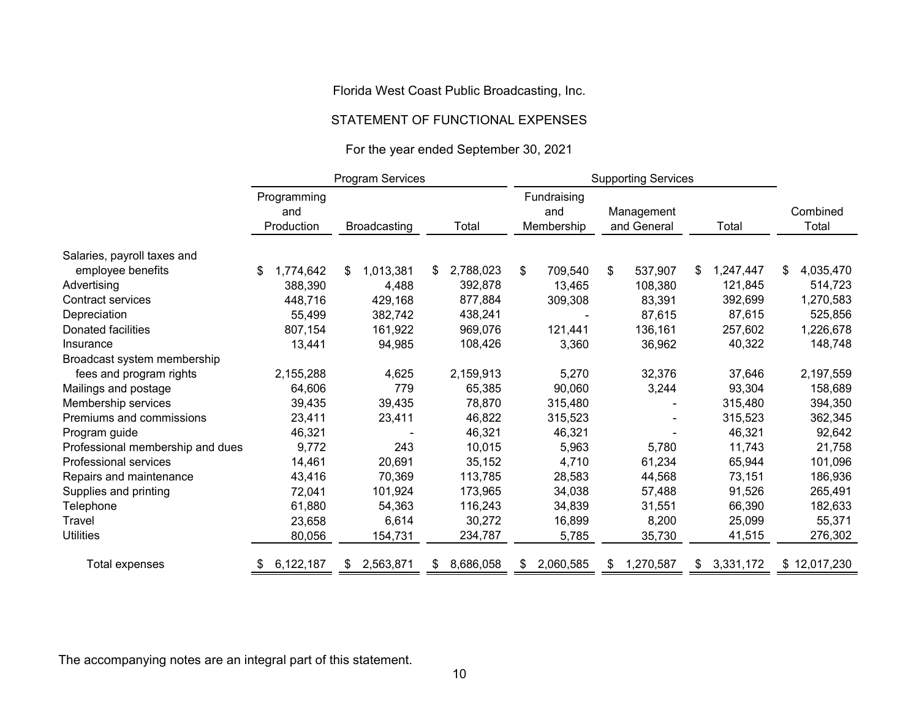Florida West Coast Public Broadcasting, Inc.

STATEMENT OF FUNCTIONAL EXPENSES

For the year ended September 30, 2021

| | Program Services | | | Supporting Services | | | |
|---|---|---|---|---|---|---|---|
| | Programming and Production | Broadcasting | Total | Fundraising and Membership | Management and General | Total | Combined Total |
| Salaries, payroll taxes and employee benefits | $ 1,774,642 | $ 1,013,381 | $ 2,788,023 | $ 709,540 | $ 537,907 | $ 1,247,447 | $ 4,035,470 |
| Advertising | 388,390 | 4,488 | 392,878 | 13,465 | 108,380 | 121,845 | 514,723 |
| Contract services | 448,716 | 429,168 | 877,884 | 309,308 | 83,391 | 392,699 | 1,270,583 |
| Depreciation | 55,499 | 382,742 | 438,241 | - | 87,615 | 87,615 | 525,856 |
| Donated facilities | 807,154 | 161,922 | 969,076 | 121,441 | 136,161 | 257,602 | 1,226,678 |
| Insurance | 13,441 | 94,985 | 108,426 | 3,360 | 36,962 | 40,322 | 148,748 |
| Broadcast system membership fees and program rights | 2,155,288 | 4,625 | 2,159,913 | 5,270 | 32,376 | 37,646 | 2,197,559 |
| Mailings and postage | 64,606 | 779 | 65,385 | 90,060 | 3,244 | 93,304 | 158,689 |
| Membership services | 39,435 | 39,435 | 78,870 | 315,480 | - | 315,480 | 394,350 |
| Premiums and commissions | 23,411 | 23,411 | 46,822 | 315,523 | - | 315,523 | 362,345 |
| Program guide | 46,321 | - | 46,321 | 46,321 | - | 46,321 | 92,642 |
| Professional membership and dues | 9,772 | 243 | 10,015 | 5,963 | 5,780 | 11,743 | 21,758 |
| Professional services | 14,461 | 20,691 | 35,152 | 4,710 | 61,234 | 65,944 | 101,096 |
| Repairs and maintenance | 43,416 | 70,369 | 113,785 | 28,583 | 44,568 | 73,151 | 186,936 |
| Supplies and printing | 72,041 | 101,924 | 173,965 | 34,038 | 57,488 | 91,526 | 265,491 |
| Telephone | 61,880 | 54,363 | 116,243 | 34,839 | 31,551 | 66,390 | 182,633 |
| Travel | 23,658 | 6,614 | 30,272 | 16,899 | 8,200 | 25,099 | 55,371 |
| Utilities | 80,056 | 154,731 | 234,787 | 5,785 | 35,730 | 41,515 | 276,302 |
| Total expenses | $ 6,122,187 | $ 2,563,871 | $ 8,686,058 | $ 2,060,585 | $ 1,270,587 | $ 3,331,172 | $ 12,017,230 |

The accompanying notes are an integral part of this statement.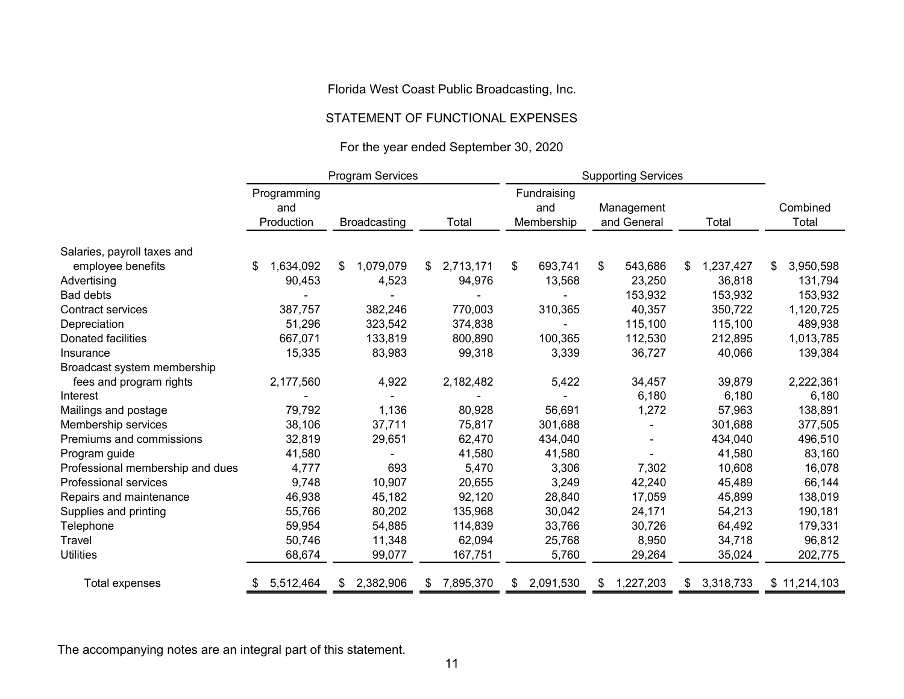Florida West Coast Public Broadcasting, Inc.

STATEMENT OF FUNCTIONAL EXPENSES

For the year ended September 30, 2020

| | Program Services | | | Supporting Services | | | |
|---|---|---|---|---|---|---|---|
| | Programming and Production | Broadcasting | Total | Fundraising and Membership | Management and General | Total | Combined Total |
| Salaries, payroll taxes and employee benefits | $ 1,634,092 | $ 1,079,079 | $ 2,713,171 | $ 693,741 | $ 543,686 | $ 1,237,427 | $ 3,950,598 |
| Advertising | 90,453 | 4,523 | 94,976 | 13,568 | 23,250 | 36,818 | 131,794 |
| Bad debts | - | - | - | - | 153,932 | 153,932 | 153,932 |
| Contract services | 387,757 | 382,246 | 770,003 | 310,365 | 40,357 | 350,722 | 1,120,725 |
| Depreciation | 51,296 | 323,542 | 374,838 | - | 115,100 | 115,100 | 489,938 |
| Donated facilities | 667,071 | 133,819 | 800,890 | 100,365 | 112,530 | 212,895 | 1,013,785 |
| Insurance | 15,335 | 83,983 | 99,318 | 3,339 | 36,727 | 40,066 | 139,384 |
| Broadcast system membership fees and program rights | 2,177,560 | 4,922 | 2,182,482 | 5,422 | 34,457 | 39,879 | 2,222,361 |
| Interest | - | - | - | - | 6,180 | 6,180 | 6,180 |
| Mailings and postage | 79,792 | 1,136 | 80,928 | 56,691 | 1,272 | 57,963 | 138,891 |
| Membership services | 38,106 | 37,711 | 75,817 | 301,688 | - | 301,688 | 377,505 |
| Premiums and commissions | 32,819 | 29,651 | 62,470 | 434,040 | - | 434,040 | 496,510 |
| Program guide | 41,580 | - | 41,580 | 41,580 | - | 41,580 | 83,160 |
| Professional membership and dues | 4,777 | 693 | 5,470 | 3,306 | 7,302 | 10,608 | 16,078 |
| Professional services | 9,748 | 10,907 | 20,655 | 3,249 | 42,240 | 45,489 | 66,144 |
| Repairs and maintenance | 46,938 | 45,182 | 92,120 | 28,840 | 17,059 | 45,899 | 138,019 |
| Supplies and printing | 55,766 | 80,202 | 135,968 | 30,042 | 24,171 | 54,213 | 190,181 |
| Telephone | 59,954 | 54,885 | 114,839 | 33,766 | 30,726 | 64,492 | 179,331 |
| Travel | 50,746 | 11,348 | 62,094 | 25,768 | 8,950 | 34,718 | 96,812 |
| Utilities | 68,674 | 99,077 | 167,751 | 5,760 | 29,264 | 35,024 | 202,775 |
| Total expenses | $ 5,512,464 | $ 2,382,906 | $ 7,895,370 | $ 2,091,530 | $ 1,227,203 | $ 3,318,733 | $ 11,214,103 |

The accompanying notes are an integral part of this statement.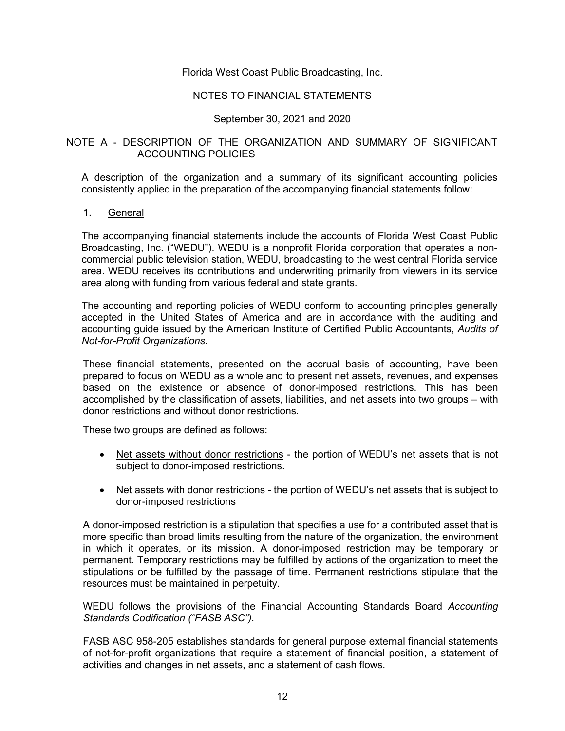Florida West Coast Public Broadcasting, Inc.

NOTES TO FINANCIAL STATEMENTS

September 30, 2021 and 2020

## NOTE A - DESCRIPTION OF THE ORGANIZATION AND SUMMARY OF SIGNIFICANT ACCOUNTING POLICIES

A description of the organization and a summary of its significant accounting policies consistently applied in the preparation of the accompanying financial statements follow:

1. General

The accompanying financial statements include the accounts of Florida West Coast Public Broadcasting, Inc. ("WEDU"). WEDU is a nonprofit Florida corporation that operates a non-commercial public television station, WEDU, broadcasting to the west central Florida service area. WEDU receives its contributions and underwriting primarily from viewers in its service area along with funding from various federal and state grants.

The accounting and reporting policies of WEDU conform to accounting principles generally accepted in the United States of America and are in accordance with the auditing and accounting guide issued by the American Institute of Certified Public Accountants, *Audits of Not-for-Profit Organizations*.

These financial statements, presented on the accrual basis of accounting, have been prepared to focus on WEDU as a whole and to present net assets, revenues, and expenses based on the existence or absence of donor-imposed restrictions. This has been accomplished by the classification of assets, liabilities, and net assets into two groups – with donor restrictions and without donor restrictions.

These two groups are defined as follows:

- Net assets without donor restrictions - the portion of WEDU's net assets that is not subject to donor-imposed restrictions.
- Net assets with donor restrictions - the portion of WEDU's net assets that is subject to donor-imposed restrictions

A donor-imposed restriction is a stipulation that specifies a use for a contributed asset that is more specific than broad limits resulting from the nature of the organization, the environment in which it operates, or its mission. A donor-imposed restriction may be temporary or permanent. Temporary restrictions may be fulfilled by actions of the organization to meet the stipulations or be fulfilled by the passage of time. Permanent restrictions stipulate that the resources must be maintained in perpetuity.

WEDU follows the provisions of the Financial Accounting Standards Board *Accounting Standards Codification ("FASB ASC").*

FASB ASC 958-205 establishes standards for general purpose external financial statements of not-for-profit organizations that require a statement of financial position, a statement of activities and changes in net assets, and a statement of cash flows.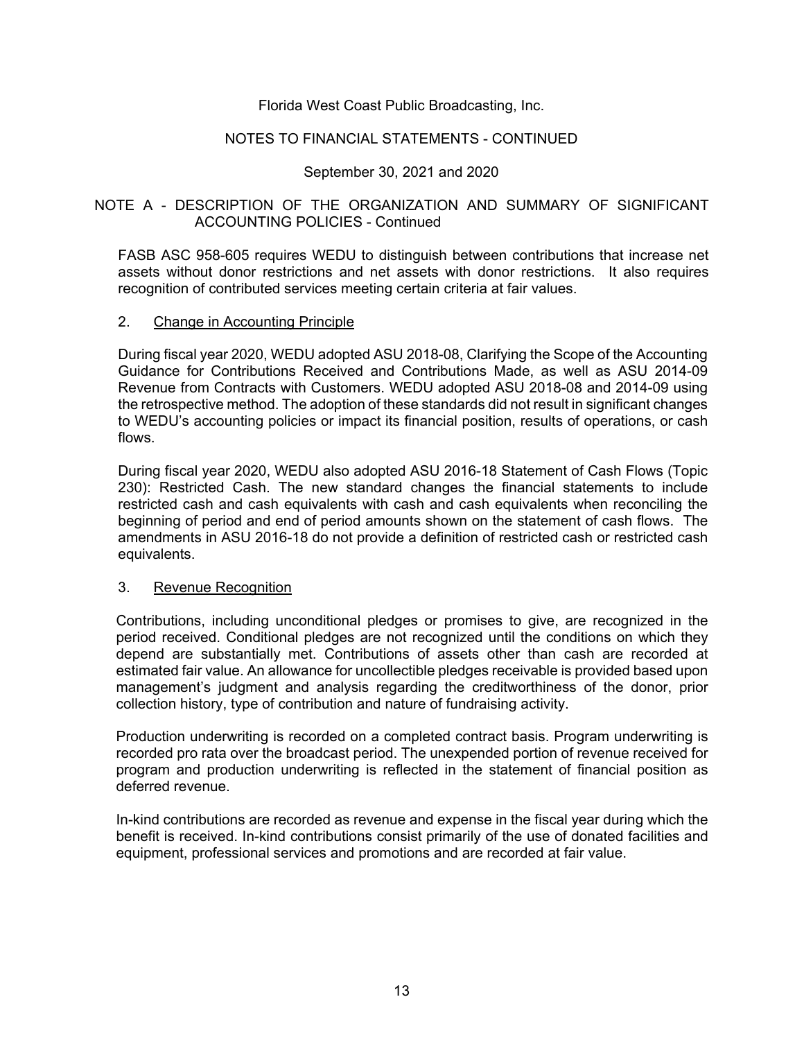Florida West Coast Public Broadcasting, Inc.

NOTES TO FINANCIAL STATEMENTS - CONTINUED

September 30, 2021 and 2020

## NOTE A - DESCRIPTION OF THE ORGANIZATION AND SUMMARY OF SIGNIFICANT ACCOUNTING POLICIES - Continued

FASB ASC 958-605 requires WEDU to distinguish between contributions that increase net assets without donor restrictions and net assets with donor restrictions. It also requires recognition of contributed services meeting certain criteria at fair values.

### 2. Change in Accounting Principle

During fiscal year 2020, WEDU adopted ASU 2018-08, Clarifying the Scope of the Accounting Guidance for Contributions Received and Contributions Made, as well as ASU 2014-09 Revenue from Contracts with Customers. WEDU adopted ASU 2018-08 and 2014-09 using the retrospective method. The adoption of these standards did not result in significant changes to WEDU's accounting policies or impact its financial position, results of operations, or cash flows.

During fiscal year 2020, WEDU also adopted ASU 2016-18 Statement of Cash Flows (Topic 230): Restricted Cash. The new standard changes the financial statements to include restricted cash and cash equivalents with cash and cash equivalents when reconciling the beginning of period and end of period amounts shown on the statement of cash flows. The amendments in ASU 2016-18 do not provide a definition of restricted cash or restricted cash equivalents.

### 3. Revenue Recognition

Contributions, including unconditional pledges or promises to give, are recognized in the period received. Conditional pledges are not recognized until the conditions on which they depend are substantially met. Contributions of assets other than cash are recorded at estimated fair value. An allowance for uncollectible pledges receivable is provided based upon management's judgment and analysis regarding the creditworthiness of the donor, prior collection history, type of contribution and nature of fundraising activity.

Production underwriting is recorded on a completed contract basis. Program underwriting is recorded pro rata over the broadcast period. The unexpended portion of revenue received for program and production underwriting is reflected in the statement of financial position as deferred revenue.

In-kind contributions are recorded as revenue and expense in the fiscal year during which the benefit is received. In-kind contributions consist primarily of the use of donated facilities and equipment, professional services and promotions and are recorded at fair value.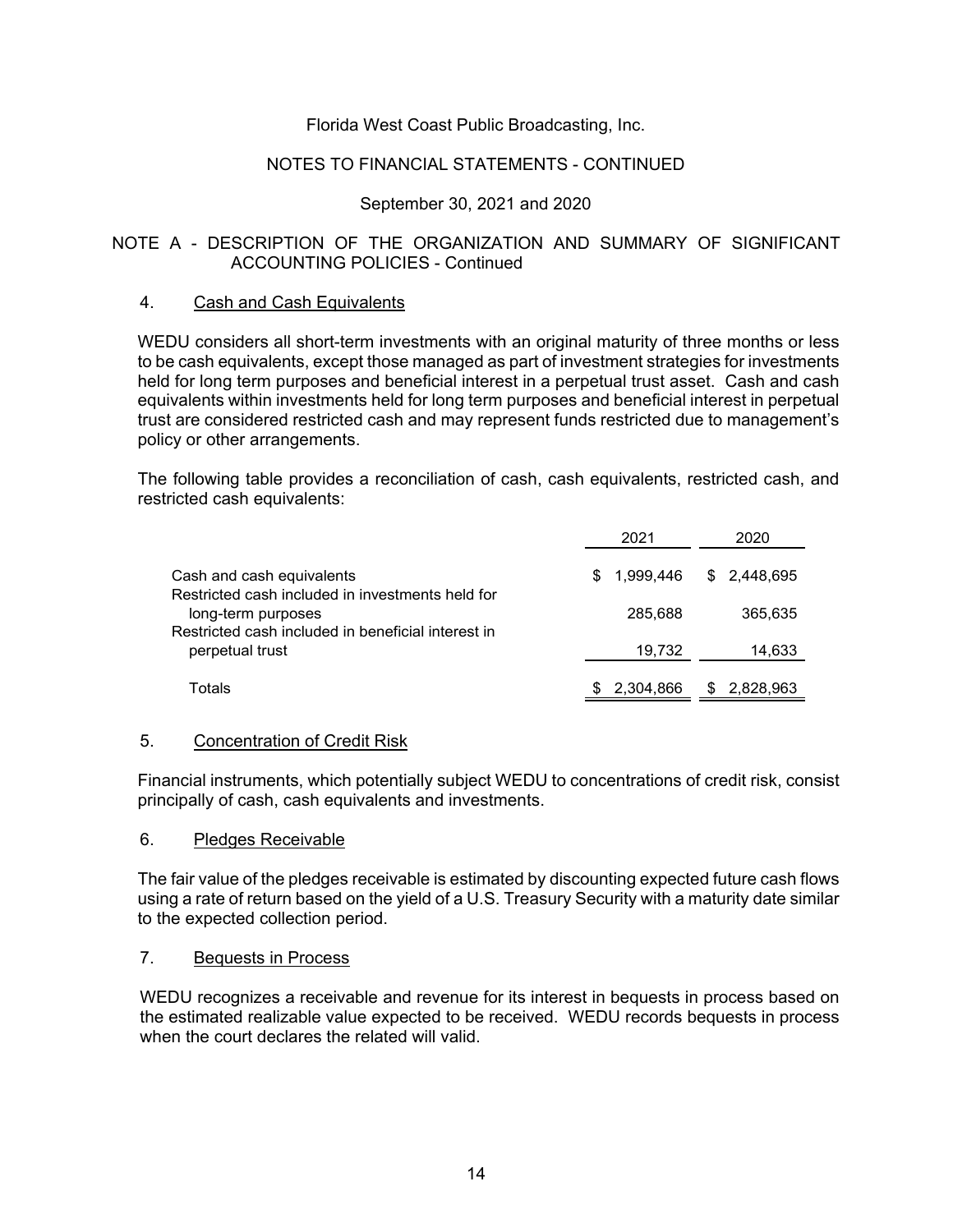Florida West Coast Public Broadcasting, Inc.

NOTES TO FINANCIAL STATEMENTS - CONTINUED

September 30, 2021 and 2020

## NOTE A - DESCRIPTION OF THE ORGANIZATION AND SUMMARY OF SIGNIFICANT ACCOUNTING POLICIES - Continued

### 4. Cash and Cash Equivalents

WEDU considers all short-term investments with an original maturity of three months or less to be cash equivalents, except those managed as part of investment strategies for investments held for long term purposes and beneficial interest in a perpetual trust asset. Cash and cash equivalents within investments held for long term purposes and beneficial interest in perpetual trust are considered restricted cash and may represent funds restricted due to management's policy or other arrangements.

The following table provides a reconciliation of cash, cash equivalents, restricted cash, and restricted cash equivalents:

| | 2021 | 2020 |
|---|---|---|
| Cash and cash equivalents | $ 1,999,446 | $ 2,448,695 |
| Restricted cash included in investments held for long-term purposes | 285,688 | 365,635 |
| Restricted cash included in beneficial interest in perpetual trust | 19,732 | 14,633 |
| Totals | $ 2,304,866 | $ 2,828,963 |

### 5. Concentration of Credit Risk

Financial instruments, which potentially subject WEDU to concentrations of credit risk, consist principally of cash, cash equivalents and investments.

### 6. Pledges Receivable

The fair value of the pledges receivable is estimated by discounting expected future cash flows using a rate of return based on the yield of a U.S. Treasury Security with a maturity date similar to the expected collection period.

### 7. Bequests in Process

WEDU recognizes a receivable and revenue for its interest in bequests in process based on the estimated realizable value expected to be received. WEDU records bequests in process when the court declares the related will valid.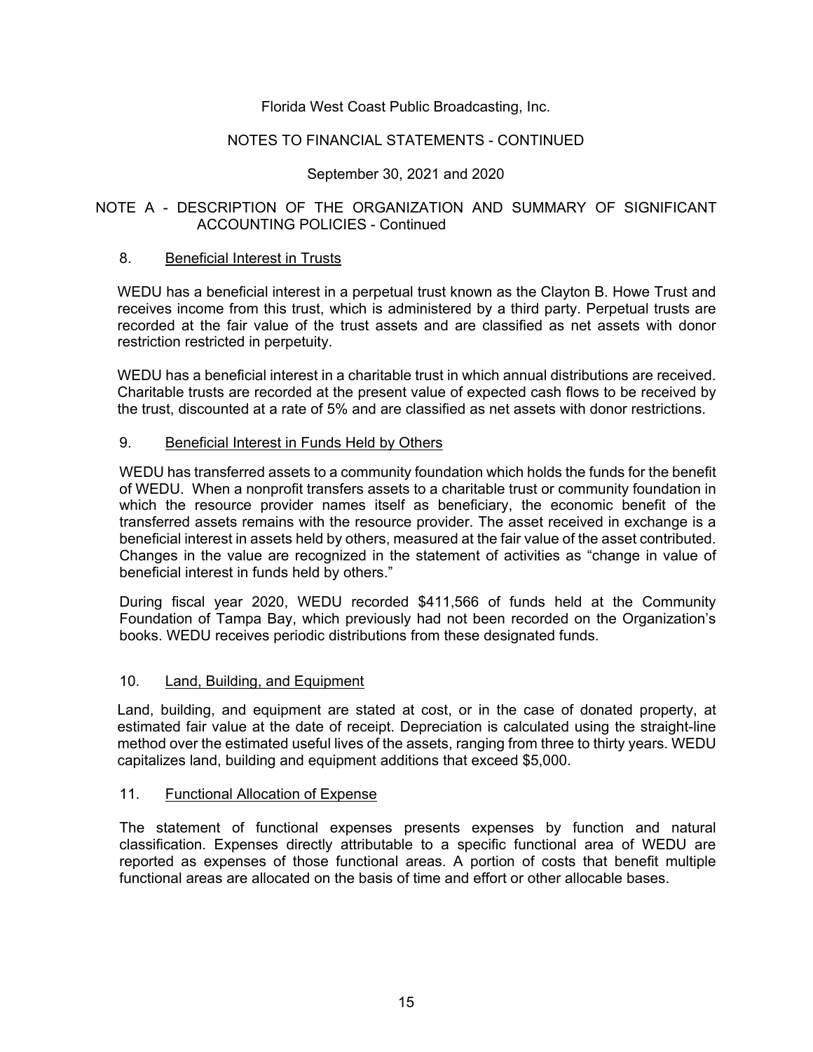Florida West Coast Public Broadcasting, Inc.

NOTES TO FINANCIAL STATEMENTS - CONTINUED

September 30, 2021 and 2020

## NOTE A - DESCRIPTION OF THE ORGANIZATION AND SUMMARY OF SIGNIFICANT ACCOUNTING POLICIES - Continued

### 8. Beneficial Interest in Trusts

WEDU has a beneficial interest in a perpetual trust known as the Clayton B. Howe Trust and receives income from this trust, which is administered by a third party. Perpetual trusts are recorded at the fair value of the trust assets and are classified as net assets with donor restriction restricted in perpetuity.

WEDU has a beneficial interest in a charitable trust in which annual distributions are received. Charitable trusts are recorded at the present value of expected cash flows to be received by the trust, discounted at a rate of 5% and are classified as net assets with donor restrictions.

### 9. Beneficial Interest in Funds Held by Others

WEDU has transferred assets to a community foundation which holds the funds for the benefit of WEDU. When a nonprofit transfers assets to a charitable trust or community foundation in which the resource provider names itself as beneficiary, the economic benefit of the transferred assets remains with the resource provider. The asset received in exchange is a beneficial interest in assets held by others, measured at the fair value of the asset contributed. Changes in the value are recognized in the statement of activities as "change in value of beneficial interest in funds held by others."

During fiscal year 2020, WEDU recorded $411,566 of funds held at the Community Foundation of Tampa Bay, which previously had not been recorded on the Organization's books. WEDU receives periodic distributions from these designated funds.

### 10. Land, Building, and Equipment

Land, building, and equipment are stated at cost, or in the case of donated property, at estimated fair value at the date of receipt. Depreciation is calculated using the straight-line method over the estimated useful lives of the assets, ranging from three to thirty years. WEDU capitalizes land, building and equipment additions that exceed $5,000.

### 11. Functional Allocation of Expense

The statement of functional expenses presents expenses by function and natural classification. Expenses directly attributable to a specific functional area of WEDU are reported as expenses of those functional areas. A portion of costs that benefit multiple functional areas are allocated on the basis of time and effort or other allocable bases.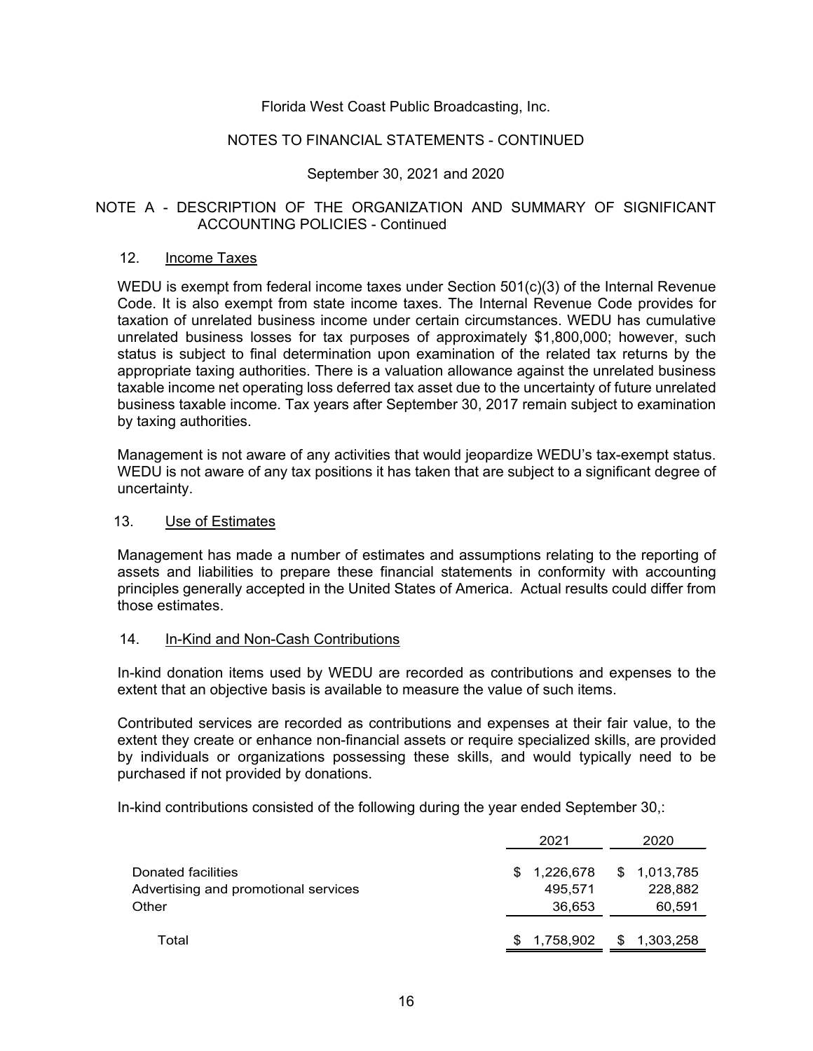Florida West Coast Public Broadcasting, Inc.

NOTES TO FINANCIAL STATEMENTS - CONTINUED

September 30, 2021 and 2020

## NOTE A - DESCRIPTION OF THE ORGANIZATION AND SUMMARY OF SIGNIFICANT ACCOUNTING POLICIES - Continued

### 12. Income Taxes

WEDU is exempt from federal income taxes under Section 501(c)(3) of the Internal Revenue Code. It is also exempt from state income taxes. The Internal Revenue Code provides for taxation of unrelated business income under certain circumstances. WEDU has cumulative unrelated business losses for tax purposes of approximately $1,800,000; however, such status is subject to final determination upon examination of the related tax returns by the appropriate taxing authorities. There is a valuation allowance against the unrelated business taxable income net operating loss deferred tax asset due to the uncertainty of future unrelated business taxable income. Tax years after September 30, 2017 remain subject to examination by taxing authorities.

Management is not aware of any activities that would jeopardize WEDU's tax-exempt status. WEDU is not aware of any tax positions it has taken that are subject to a significant degree of uncertainty.

### 13. Use of Estimates

Management has made a number of estimates and assumptions relating to the reporting of assets and liabilities to prepare these financial statements in conformity with accounting principles generally accepted in the United States of America. Actual results could differ from those estimates.

### 14. In-Kind and Non-Cash Contributions

In-kind donation items used by WEDU are recorded as contributions and expenses to the extent that an objective basis is available to measure the value of such items.

Contributed services are recorded as contributions and expenses at their fair value, to the extent they create or enhance non-financial assets or require specialized skills, are provided by individuals or organizations possessing these skills, and would typically need to be purchased if not provided by donations.

In-kind contributions consisted of the following during the year ended September 30,:

| | 2021 | 2020 |
|---|---|---|
| Donated facilities | $ 1,226,678 | $ 1,013,785 |
| Advertising and promotional services | 495,571 | 228,882 |
| Other | 36,653 | 60,591 |
| Total | $ 1,758,902 | $ 1,303,258 |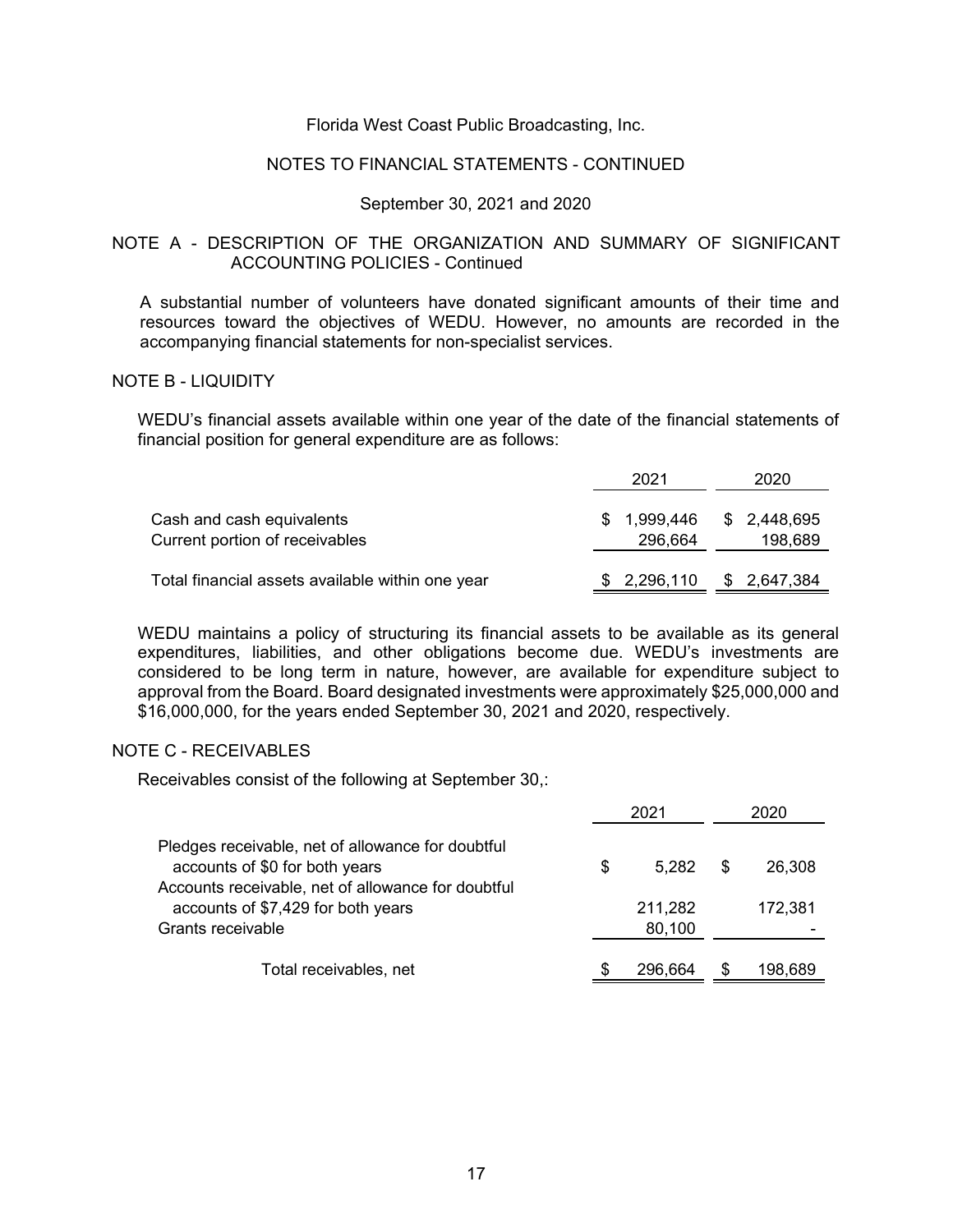Florida West Coast Public Broadcasting, Inc.

NOTES TO FINANCIAL STATEMENTS - CONTINUED

September 30, 2021 and 2020

## NOTE A - DESCRIPTION OF THE ORGANIZATION AND SUMMARY OF SIGNIFICANT ACCOUNTING POLICIES - Continued

A substantial number of volunteers have donated significant amounts of their time and resources toward the objectives of WEDU. However, no amounts are recorded in the accompanying financial statements for non-specialist services.

## NOTE B - LIQUIDITY

WEDU's financial assets available within one year of the date of the financial statements of financial position for general expenditure are as follows:

| | 2021 | 2020 |
|---|---|---|
| Cash and cash equivalents | $ 1,999,446 | $ 2,448,695 |
| Current portion of receivables | 296,664 | 198,689 |
| Total financial assets available within one year | $ 2,296,110 | $ 2,647,384 |

WEDU maintains a policy of structuring its financial assets to be available as its general expenditures, liabilities, and other obligations become due. WEDU's investments are considered to be long term in nature, however, are available for expenditure subject to approval from the Board. Board designated investments were approximately $25,000,000 and $16,000,000, for the years ended September 30, 2021 and 2020, respectively.

## NOTE C - RECEIVABLES

Receivables consist of the following at September 30,:

| | 2021 | 2020 |
|---|---|---|
| Pledges receivable, net of allowance for doubtful accounts of $0 for both years | $ 5,282 | $ 26,308 |
| Accounts receivable, net of allowance for doubtful accounts of $7,429 for both years | 211,282 | 172,381 |
| Grants receivable | 80,100 | - |
| Total receivables, net | $ 296,664 | $ 198,689 |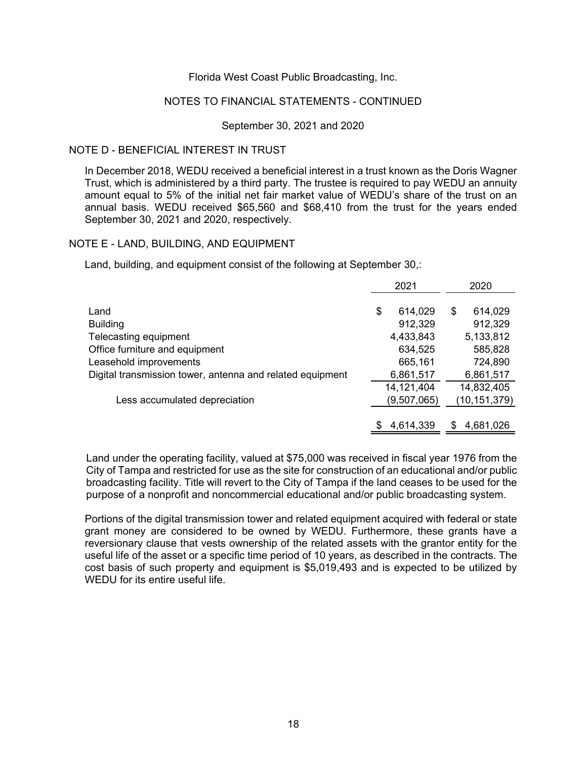Florida West Coast Public Broadcasting, Inc.

NOTES TO FINANCIAL STATEMENTS - CONTINUED

September 30, 2021 and 2020

## NOTE D - BENEFICIAL INTEREST IN TRUST

In December 2018, WEDU received a beneficial interest in a trust known as the Doris Wagner Trust, which is administered by a third party. The trustee is required to pay WEDU an annuity amount equal to 5% of the initial net fair market value of WEDU's share of the trust on an annual basis. WEDU received $65,560 and $68,410 from the trust for the years ended September 30, 2021 and 2020, respectively.

## NOTE E - LAND, BUILDING, AND EQUIPMENT

Land, building, and equipment consist of the following at September 30,:

| | 2021 | 2020 |
|---|---|---|
| Land | $ 614,029 | $ 614,029 |
| Building | 912,329 | 912,329 |
| Telecasting equipment | 4,433,843 | 5,133,812 |
| Office furniture and equipment | 634,525 | 585,828 |
| Leasehold improvements | 665,161 | 724,890 |
| Digital transmission tower, antenna and related equipment | 6,861,517 | 6,861,517 |
| | 14,121,404 | 14,832,405 |
| Less accumulated depreciation | (9,507,065) | (10,151,379) |
| | $ 4,614,339 | $ 4,681,026 |

Land under the operating facility, valued at $75,000 was received in fiscal year 1976 from the City of Tampa and restricted for use as the site for construction of an educational and/or public broadcasting facility. Title will revert to the City of Tampa if the land ceases to be used for the purpose of a nonprofit and noncommercial educational and/or public broadcasting system.

Portions of the digital transmission tower and related equipment acquired with federal or state grant money are considered to be owned by WEDU. Furthermore, these grants have a reversionary clause that vests ownership of the related assets with the grantor entity for the useful life of the asset or a specific time period of 10 years, as described in the contracts. The cost basis of such property and equipment is $5,019,493 and is expected to be utilized by WEDU for its entire useful life.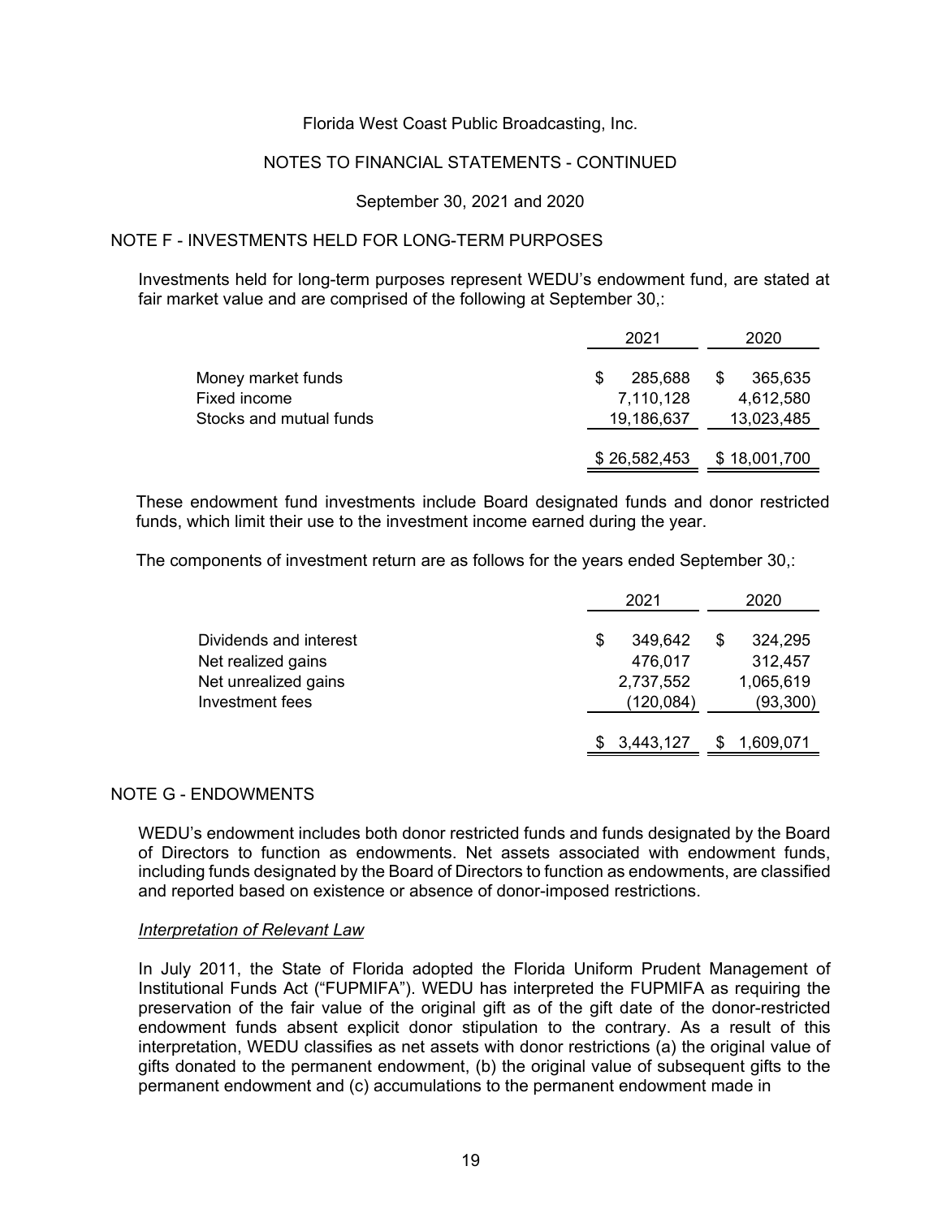Florida West Coast Public Broadcasting, Inc.

NOTES TO FINANCIAL STATEMENTS - CONTINUED

September 30, 2021 and 2020

## NOTE F - INVESTMENTS HELD FOR LONG-TERM PURPOSES

Investments held for long-term purposes represent WEDU's endowment fund, are stated at fair market value and are comprised of the following at September 30,:

| | 2021 | 2020 |
|---|---|---|
| Money market funds | $ 285,688 | $ 365,635 |
| Fixed income | 7,110,128 | 4,612,580 |
| Stocks and mutual funds | 19,186,637 | 13,023,485 |
| | $ 26,582,453 | $ 18,001,700 |

These endowment fund investments include Board designated funds and donor restricted funds, which limit their use to the investment income earned during the year.

The components of investment return are as follows for the years ended September 30,:

| | 2021 | 2020 |
|---|---|---|
| Dividends and interest | $ 349,642 | $ 324,295 |
| Net realized gains | 476,017 | 312,457 |
| Net unrealized gains | 2,737,552 | 1,065,619 |
| Investment fees | (120,084) | (93,300) |
| | $ 3,443,127 | $ 1,609,071 |

## NOTE G - ENDOWMENTS

WEDU's endowment includes both donor restricted funds and funds designated by the Board of Directors to function as endowments. Net assets associated with endowment funds, including funds designated by the Board of Directors to function as endowments, are classified and reported based on existence or absence of donor-imposed restrictions.

*Interpretation of Relevant Law*

In July 2011, the State of Florida adopted the Florida Uniform Prudent Management of Institutional Funds Act ("FUPMIFA"). WEDU has interpreted the FUPMIFA as requiring the preservation of the fair value of the original gift as of the gift date of the donor-restricted endowment funds absent explicit donor stipulation to the contrary. As a result of this interpretation, WEDU classifies as net assets with donor restrictions (a) the original value of gifts donated to the permanent endowment, (b) the original value of subsequent gifts to the permanent endowment and (c) accumulations to the permanent endowment made in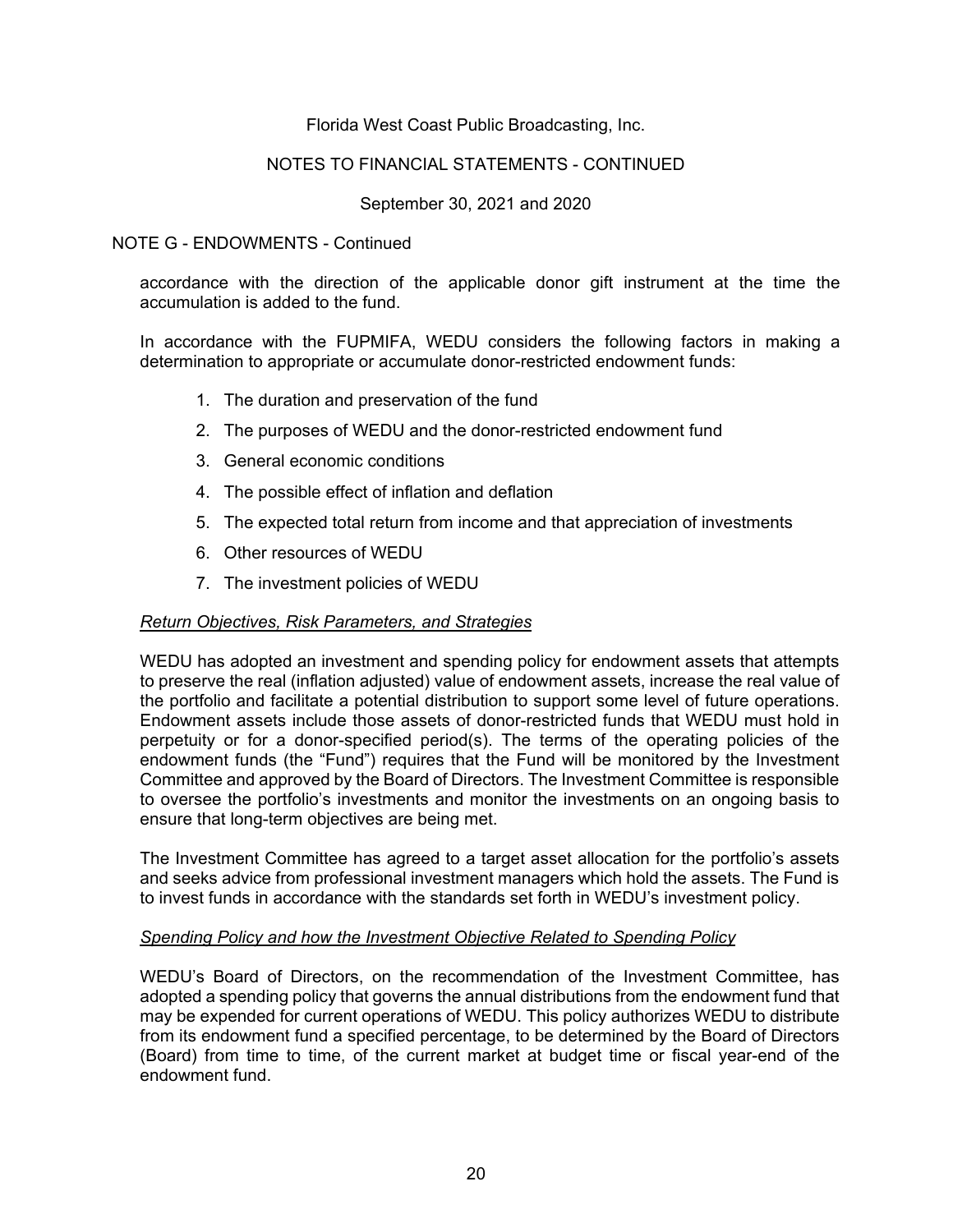NOTE G - ENDOWMENTS - Continued

accordance with the direction of the applicable donor gift instrument at the time the accumulation is added to the fund.

In accordance with the FUPMIFA, WEDU considers the following factors in making a determination to appropriate or accumulate donor-restricted endowment funds:

1. The duration and preservation of the fund
2. The purposes of WEDU and the donor-restricted endowment fund
3. General economic conditions
4. The possible effect of inflation and deflation
5. The expected total return from income and that appreciation of investments
6. Other resources of WEDU
7. The investment policies of WEDU

*Return Objectives, Risk Parameters, and Strategies*

WEDU has adopted an investment and spending policy for endowment assets that attempts to preserve the real (inflation adjusted) value of endowment assets, increase the real value of the portfolio and facilitate a potential distribution to support some level of future operations. Endowment assets include those assets of donor-restricted funds that WEDU must hold in perpetuity or for a donor-specified period(s). The terms of the operating policies of the endowment funds (the "Fund") requires that the Fund will be monitored by the Investment Committee and approved by the Board of Directors. The Investment Committee is responsible to oversee the portfolio's investments and monitor the investments on an ongoing basis to ensure that long-term objectives are being met.

The Investment Committee has agreed to a target asset allocation for the portfolio's assets and seeks advice from professional investment managers which hold the assets. The Fund is to invest funds in accordance with the standards set forth in WEDU's investment policy.

*Spending Policy and how the Investment Objective Related to Spending Policy*

WEDU's Board of Directors, on the recommendation of the Investment Committee, has adopted a spending policy that governs the annual distributions from the endowment fund that may be expended for current operations of WEDU. This policy authorizes WEDU to distribute from its endowment fund a specified percentage, to be determined by the Board of Directors (Board) from time to time, of the current market at budget time or fiscal year-end of the endowment fund.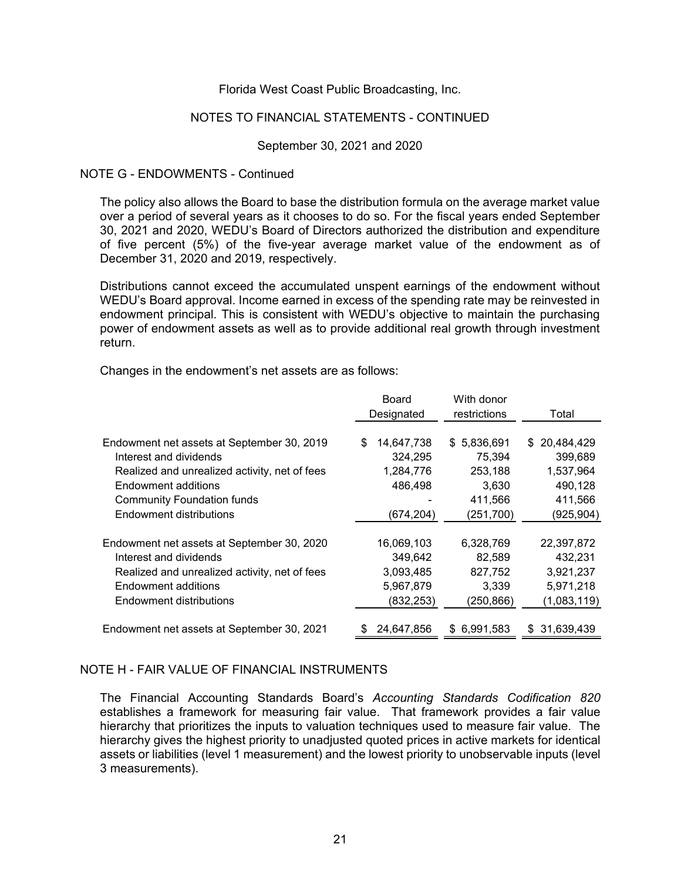Florida West Coast Public Broadcasting, Inc.

NOTES TO FINANCIAL STATEMENTS - CONTINUED

September 30, 2021 and 2020

## NOTE G - ENDOWMENTS - Continued

The policy also allows the Board to base the distribution formula on the average market value over a period of several years as it chooses to do so. For the fiscal years ended September 30, 2021 and 2020, WEDU's Board of Directors authorized the distribution and expenditure of five percent (5%) of the five-year average market value of the endowment as of December 31, 2020 and 2019, respectively.

Distributions cannot exceed the accumulated unspent earnings of the endowment without WEDU's Board approval. Income earned in excess of the spending rate may be reinvested in endowment principal. This is consistent with WEDU's objective to maintain the purchasing power of endowment assets as well as to provide additional real growth through investment return.

Changes in the endowment's net assets are as follows:

| | Board Designated | With donor restrictions | Total |
|---|---|---|---|
| Endowment net assets at September 30, 2019 | $ 14,647,738 | $ 5,836,691 | $ 20,484,429 |
| Interest and dividends | 324,295 | 75,394 | 399,689 |
| Realized and unrealized activity, net of fees | 1,284,776 | 253,188 | 1,537,964 |
| Endowment additions | 486,498 | 3,630 | 490,128 |
| Community Foundation funds | - | 411,566 | 411,566 |
| Endowment distributions | (674,204) | (251,700) | (925,904) |
| Endowment net assets at September 30, 2020 | 16,069,103 | 6,328,769 | 22,397,872 |
| Interest and dividends | 349,642 | 82,589 | 432,231 |
| Realized and unrealized activity, net of fees | 3,093,485 | 827,752 | 3,921,237 |
| Endowment additions | 5,967,879 | 3,339 | 5,971,218 |
| Endowment distributions | (832,253) | (250,866) | (1,083,119) |
| Endowment net assets at September 30, 2021 | $ 24,647,856 | $ 6,991,583 | $ 31,639,439 |

## NOTE H - FAIR VALUE OF FINANCIAL INSTRUMENTS

The Financial Accounting Standards Board's *Accounting Standards Codification 820* establishes a framework for measuring fair value. That framework provides a fair value hierarchy that prioritizes the inputs to valuation techniques used to measure fair value. The hierarchy gives the highest priority to unadjusted quoted prices in active markets for identical assets or liabilities (level 1 measurement) and the lowest priority to unobservable inputs (level 3 measurements).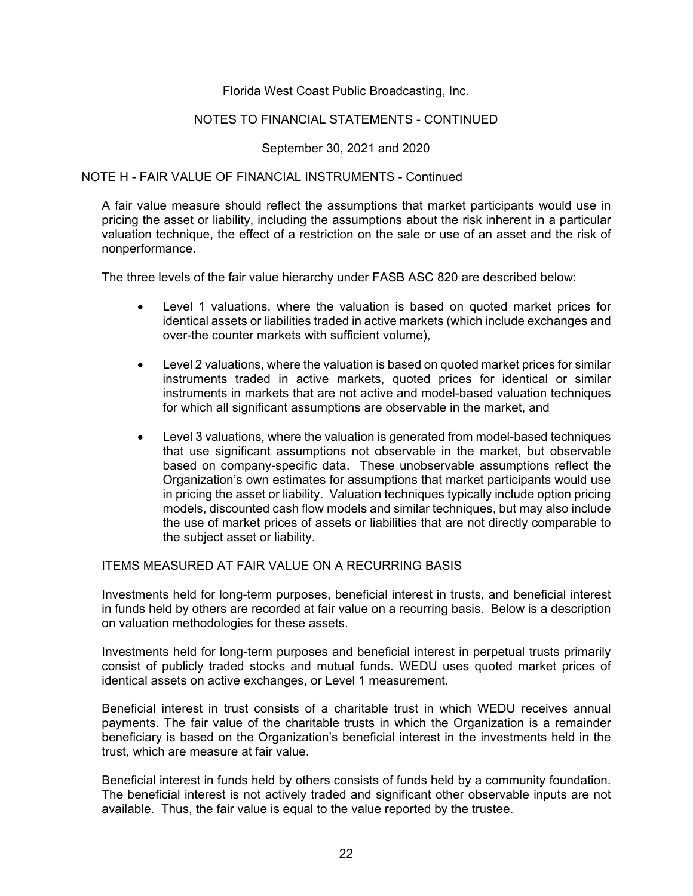NOTE H - FAIR VALUE OF FINANCIAL INSTRUMENTS - Continued

A fair value measure should reflect the assumptions that market participants would use in pricing the asset or liability, including the assumptions about the risk inherent in a particular valuation technique, the effect of a restriction on the sale or use of an asset and the risk of nonperformance.

The three levels of the fair value hierarchy under FASB ASC 820 are described below:

- Level 1 valuations, where the valuation is based on quoted market prices for identical assets or liabilities traded in active markets (which include exchanges and over-the counter markets with sufficient volume),
- Level 2 valuations, where the valuation is based on quoted market prices for similar instruments traded in active markets, quoted prices for identical or similar instruments in markets that are not active and model-based valuation techniques for which all significant assumptions are observable in the market, and
- Level 3 valuations, where the valuation is generated from model-based techniques that use significant assumptions not observable in the market, but observable based on company-specific data. These unobservable assumptions reflect the Organization's own estimates for assumptions that market participants would use in pricing the asset or liability. Valuation techniques typically include option pricing models, discounted cash flow models and similar techniques, but may also include the use of market prices of assets or liabilities that are not directly comparable to the subject asset or liability.

ITEMS MEASURED AT FAIR VALUE ON A RECURRING BASIS

Investments held for long-term purposes, beneficial interest in trusts, and beneficial interest in funds held by others are recorded at fair value on a recurring basis. Below is a description on valuation methodologies for these assets.

Investments held for long-term purposes and beneficial interest in perpetual trusts primarily consist of publicly traded stocks and mutual funds. WEDU uses quoted market prices of identical assets on active exchanges, or Level 1 measurement.

Beneficial interest in trust consists of a charitable trust in which WEDU receives annual payments. The fair value of the charitable trusts in which the Organization is a remainder beneficiary is based on the Organization's beneficial interest in the investments held in the trust, which are measure at fair value.

Beneficial interest in funds held by others consists of funds held by a community foundation. The beneficial interest is not actively traded and significant other observable inputs are not available. Thus, the fair value is equal to the value reported by the trustee.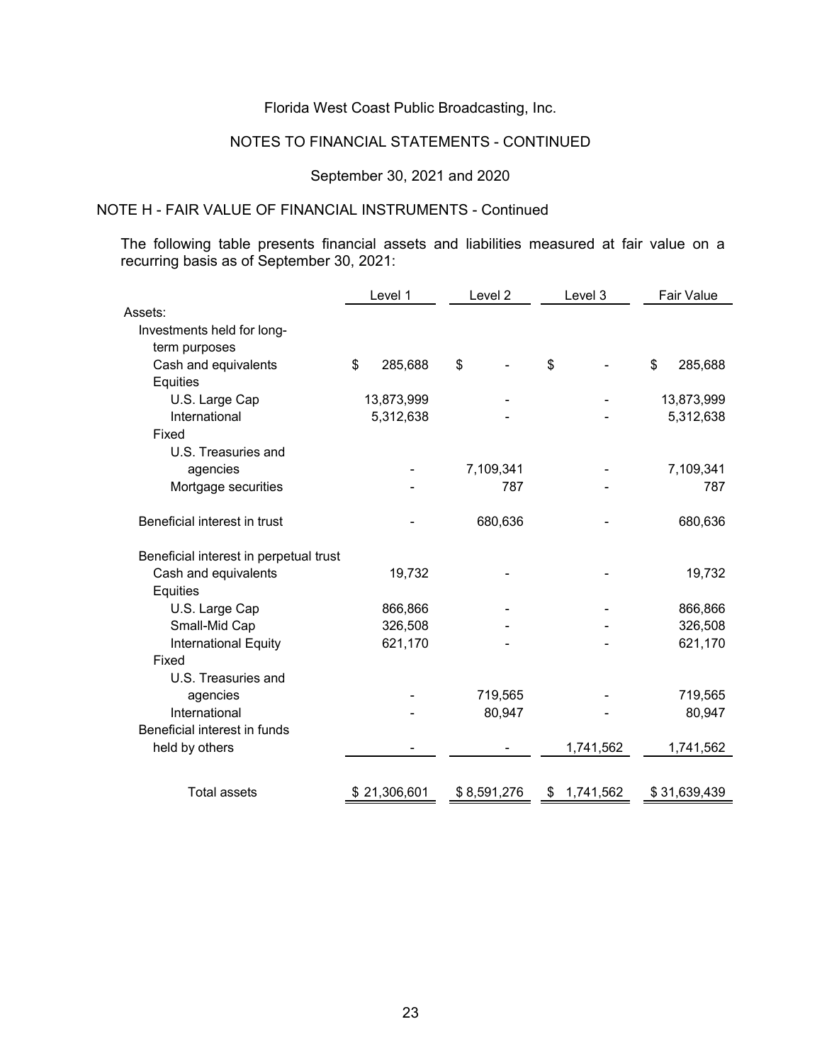Florida West Coast Public Broadcasting, Inc.

NOTES TO FINANCIAL STATEMENTS - CONTINUED

September 30, 2021 and 2020

## NOTE H - FAIR VALUE OF FINANCIAL INSTRUMENTS - Continued

The following table presents financial assets and liabilities measured at fair value on a recurring basis as of September 30, 2021:

| | Level 1 | Level 2 | Level 3 | Fair Value |
|---|---|---|---|---|
| Assets: | | | | |
| Investments held for long-term purposes | | | | |
| Cash and equivalents | $ 285,688 | $ - | $ - | $ 285,688 |
| Equities | | | | |
| U.S. Large Cap | 13,873,999 | - | - | 13,873,999 |
| International | 5,312,638 | - | - | 5,312,638 |
| Fixed | | | | |
| U.S. Treasuries and agencies | - | 7,109,341 | - | 7,109,341 |
| Mortgage securities | - | 787 | - | 787 |
| Beneficial interest in trust | - | 680,636 | - | 680,636 |
| Beneficial interest in perpetual trust | | | | |
| Cash and equivalents | 19,732 | - | - | 19,732 |
| Equities | | | | |
| U.S. Large Cap | 866,866 | - | - | 866,866 |
| Small-Mid Cap | 326,508 | - | - | 326,508 |
| International Equity | 621,170 | - | - | 621,170 |
| Fixed | | | | |
| U.S. Treasuries and agencies | - | 719,565 | - | 719,565 |
| International | - | 80,947 | - | 80,947 |
| Beneficial interest in funds held by others | - | - | 1,741,562 | 1,741,562 |
| Total assets | $ 21,306,601 | $ 8,591,276 | $ 1,741,562 | $ 31,639,439 |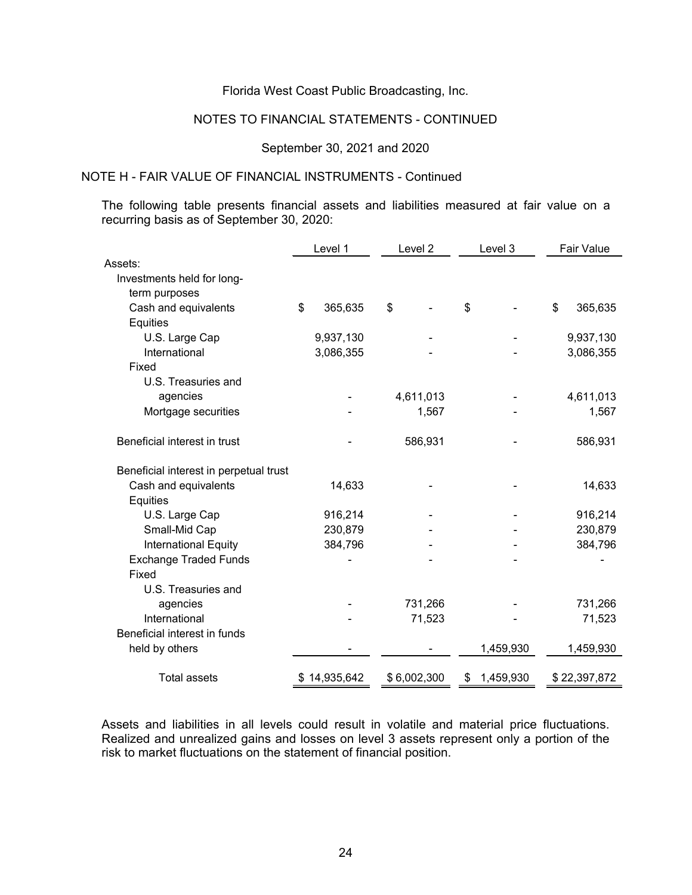Florida West Coast Public Broadcasting, Inc.

NOTES TO FINANCIAL STATEMENTS - CONTINUED

September 30, 2021 and 2020

NOTE H - FAIR VALUE OF FINANCIAL INSTRUMENTS - Continued

The following table presents financial assets and liabilities measured at fair value on a recurring basis as of September 30, 2020:

| | Level 1 | Level 2 | Level 3 | Fair Value |
|---|---|---|---|---|
| Assets: | | | | |
| Investments held for long-term purposes | | | | |
| Cash and equivalents | $ 365,635 | $ - | $ - | $ 365,635 |
| Equities | | | | |
| U.S. Large Cap | 9,937,130 | - | - | 9,937,130 |
| International | 3,086,355 | - | - | 3,086,355 |
| Fixed | | | | |
| U.S. Treasuries and agencies | - | 4,611,013 | - | 4,611,013 |
| Mortgage securities | - | 1,567 | - | 1,567 |
| Beneficial interest in trust | - | 586,931 | - | 586,931 |
| Beneficial interest in perpetual trust | | | | |
| Cash and equivalents | 14,633 | - | - | 14,633 |
| Equities | | | | |
| U.S. Large Cap | 916,214 | - | - | 916,214 |
| Small-Mid Cap | 230,879 | - | - | 230,879 |
| International Equity | 384,796 | - | - | 384,796 |
| Exchange Traded Funds | - | - | - | - |
| Fixed | | | | |
| U.S. Treasuries and agencies | - | 731,266 | - | 731,266 |
| International | - | 71,523 | - | 71,523 |
| Beneficial interest in funds held by others | - | - | 1,459,930 | 1,459,930 |
| Total assets | $ 14,935,642 | $ 6,002,300 | $ 1,459,930 | $ 22,397,872 |

Assets and liabilities in all levels could result in volatile and material price fluctuations. Realized and unrealized gains and losses on level 3 assets represent only a portion of the risk to market fluctuations on the statement of financial position.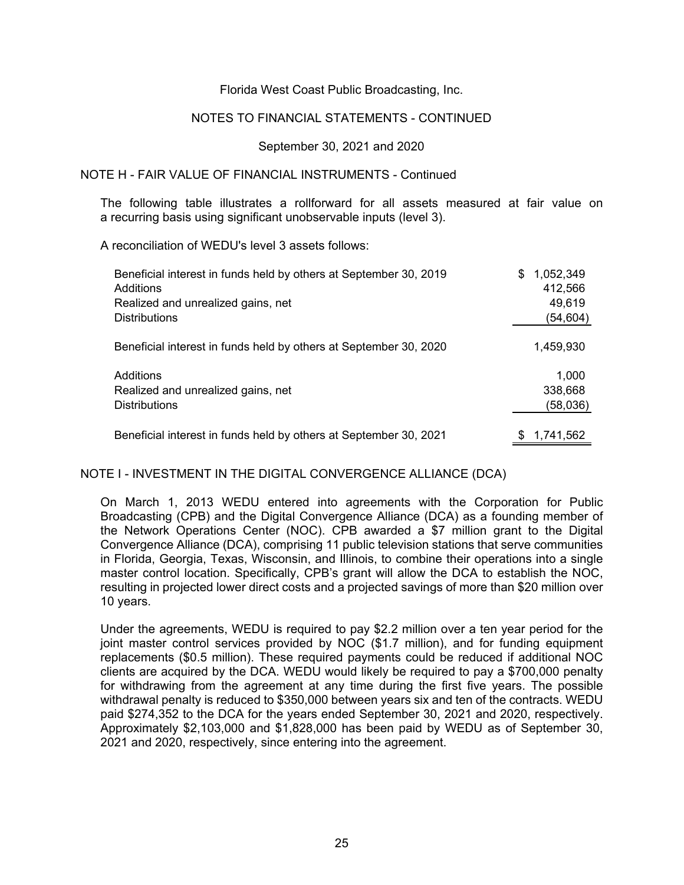Florida West Coast Public Broadcasting, Inc.

NOTES TO FINANCIAL STATEMENTS - CONTINUED

September 30, 2021 and 2020

## NOTE H - FAIR VALUE OF FINANCIAL INSTRUMENTS - Continued

The following table illustrates a rollforward for all assets measured at fair value on a recurring basis using significant unobservable inputs (level 3).

A reconciliation of WEDU's level 3 assets follows:

| | |
|---|---|
| Beneficial interest in funds held by others at September 30, 2019 | $ 1,052,349 |
| Additions | 412,566 |
| Realized and unrealized gains, net | 49,619 |
| Distributions | (54,604) |
| Beneficial interest in funds held by others at September 30, 2020 | 1,459,930 |
| Additions | 1,000 |
| Realized and unrealized gains, net | 338,668 |
| Distributions | (58,036) |
| Beneficial interest in funds held by others at September 30, 2021 | $ 1,741,562 |

## NOTE I - INVESTMENT IN THE DIGITAL CONVERGENCE ALLIANCE (DCA)

On March 1, 2013 WEDU entered into agreements with the Corporation for Public Broadcasting (CPB) and the Digital Convergence Alliance (DCA) as a founding member of the Network Operations Center (NOC). CPB awarded a $7 million grant to the Digital Convergence Alliance (DCA), comprising 11 public television stations that serve communities in Florida, Georgia, Texas, Wisconsin, and Illinois, to combine their operations into a single master control location. Specifically, CPB's grant will allow the DCA to establish the NOC, resulting in projected lower direct costs and a projected savings of more than $20 million over 10 years.

Under the agreements, WEDU is required to pay $2.2 million over a ten year period for the joint master control services provided by NOC ($1.7 million), and for funding equipment replacements ($0.5 million). These required payments could be reduced if additional NOC clients are acquired by the DCA. WEDU would likely be required to pay a $700,000 penalty for withdrawing from the agreement at any time during the first five years. The possible withdrawal penalty is reduced to $350,000 between years six and ten of the contracts. WEDU paid $274,352 to the DCA for the years ended September 30, 2021 and 2020, respectively. Approximately $2,103,000 and $1,828,000 has been paid by WEDU as of September 30, 2021 and 2020, respectively, since entering into the agreement.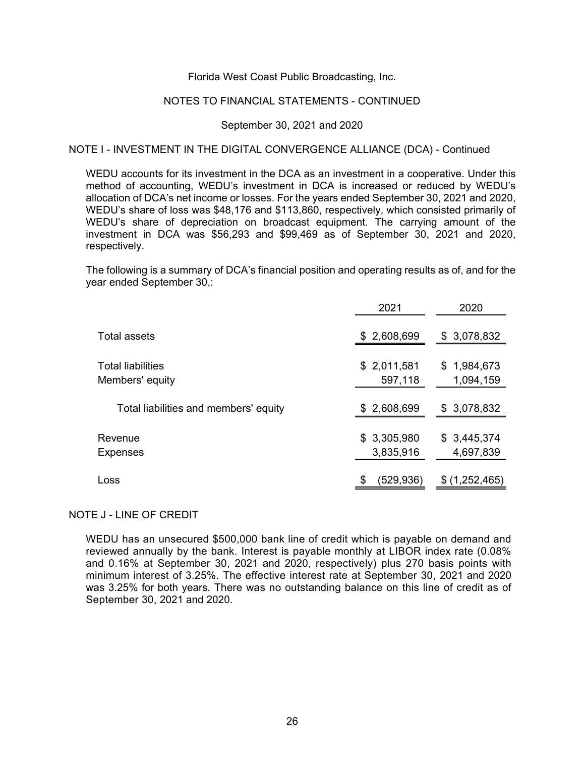Florida West Coast Public Broadcasting, Inc.

NOTES TO FINANCIAL STATEMENTS - CONTINUED

September 30, 2021 and 2020

## NOTE I - INVESTMENT IN THE DIGITAL CONVERGENCE ALLIANCE (DCA) - Continued

WEDU accounts for its investment in the DCA as an investment in a cooperative. Under this method of accounting, WEDU's investment in DCA is increased or reduced by WEDU's allocation of DCA's net income or losses. For the years ended September 30, 2021 and 2020, WEDU's share of loss was $48,176 and $113,860, respectively, which consisted primarily of WEDU's share of depreciation on broadcast equipment. The carrying amount of the investment in DCA was $56,293 and $99,469 as of September 30, 2021 and 2020, respectively.

The following is a summary of DCA's financial position and operating results as of, and for the year ended September 30,:

| | 2021 | 2020 |
|---|---|---|
| Total assets | $ 2,608,699 | $ 3,078,832 |
| Total liabilities | $ 2,011,581 | $ 1,984,673 |
| Members' equity | 597,118 | 1,094,159 |
| Total liabilities and members' equity | $ 2,608,699 | $ 3,078,832 |
| Revenue | $ 3,305,980 | $ 3,445,374 |
| Expenses | 3,835,916 | 4,697,839 |
| Loss | $ (529,936) | $ (1,252,465) |

## NOTE J - LINE OF CREDIT

WEDU has an unsecured $500,000 bank line of credit which is payable on demand and reviewed annually by the bank. Interest is payable monthly at LIBOR index rate (0.08% and 0.16% at September 30, 2021 and 2020, respectively) plus 270 basis points with minimum interest of 3.25%. The effective interest rate at September 30, 2021 and 2020 was 3.25% for both years. There was no outstanding balance on this line of credit as of September 30, 2021 and 2020.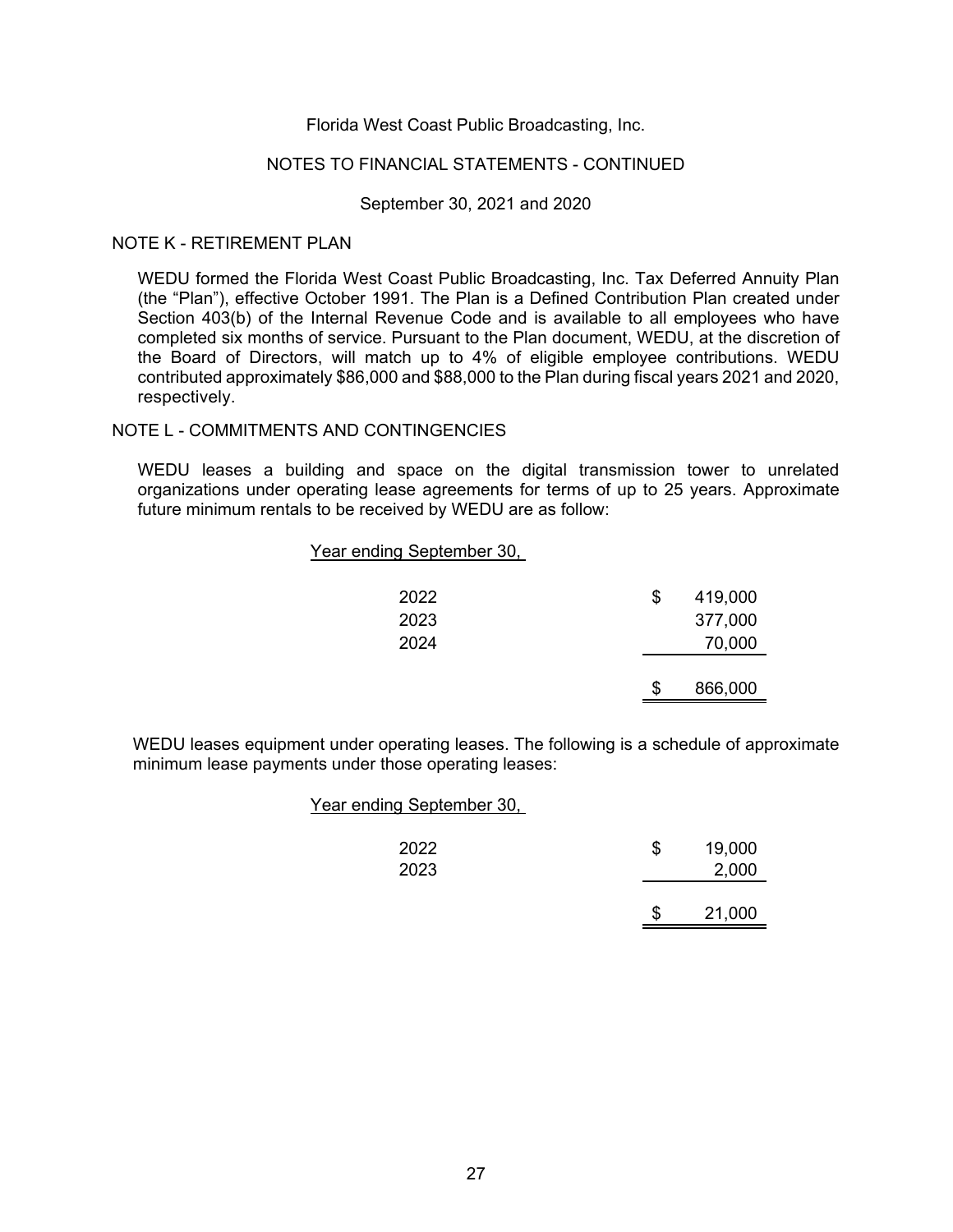Florida West Coast Public Broadcasting, Inc.

NOTES TO FINANCIAL STATEMENTS - CONTINUED

September 30, 2021 and 2020

## NOTE K - RETIREMENT PLAN

WEDU formed the Florida West Coast Public Broadcasting, Inc. Tax Deferred Annuity Plan (the "Plan"), effective October 1991. The Plan is a Defined Contribution Plan created under Section 403(b) of the Internal Revenue Code and is available to all employees who have completed six months of service. Pursuant to the Plan document, WEDU, at the discretion of the Board of Directors, will match up to 4% of eligible employee contributions. WEDU contributed approximately $86,000 and $88,000 to the Plan during fiscal years 2021 and 2020, respectively.

## NOTE L - COMMITMENTS AND CONTINGENCIES

WEDU leases a building and space on the digital transmission tower to unrelated organizations under operating lease agreements for terms of up to 25 years. Approximate future minimum rentals to be received by WEDU are as follow:

| Year ending September 30, | |
|---|---|
| 2022 | $ 419,000 |
| 2023 | 377,000 |
| 2024 | 70,000 |
| | $ 866,000 |

WEDU leases equipment under operating leases. The following is a schedule of approximate minimum lease payments under those operating leases:

| Year ending September 30, | |
|---|---|
| 2022 | $ 19,000 |
| 2023 | 2,000 |
| | $ 21,000 |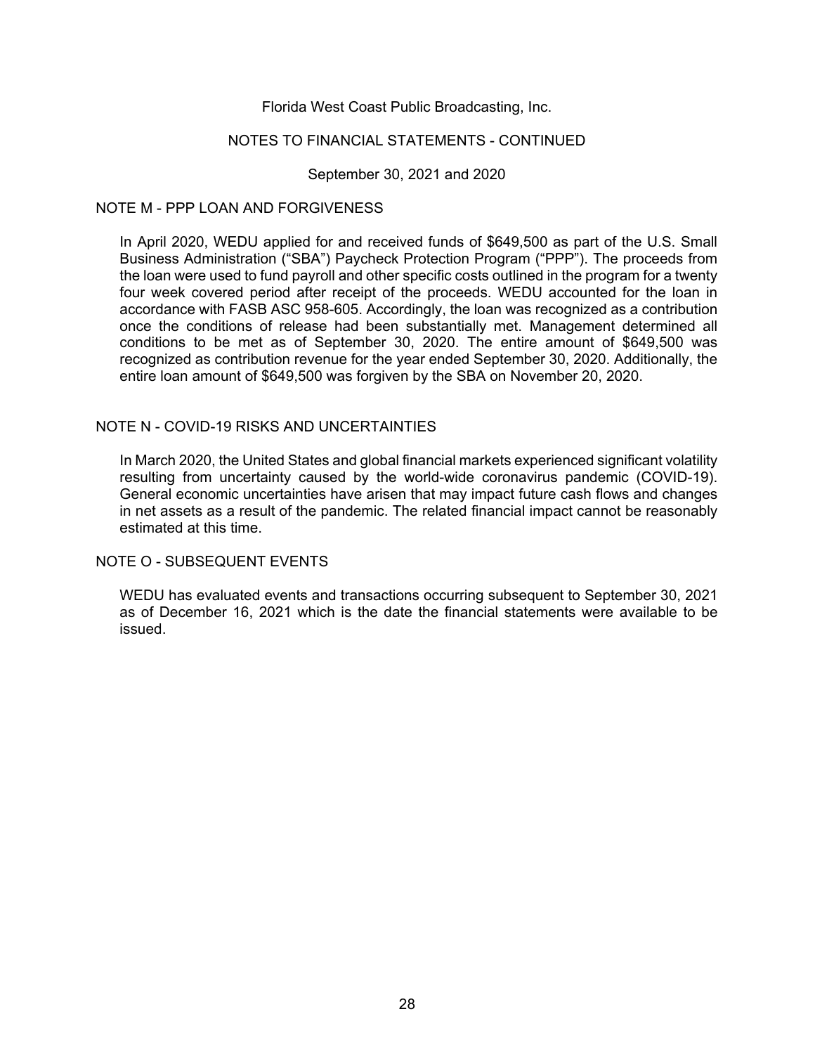Florida West Coast Public Broadcasting, Inc.

NOTES TO FINANCIAL STATEMENTS - CONTINUED

September 30, 2021 and 2020

## NOTE M - PPP LOAN AND FORGIVENESS

In April 2020, WEDU applied for and received funds of $649,500 as part of the U.S. Small Business Administration ("SBA") Paycheck Protection Program ("PPP"). The proceeds from the loan were used to fund payroll and other specific costs outlined in the program for a twenty four week covered period after receipt of the proceeds. WEDU accounted for the loan in accordance with FASB ASC 958-605. Accordingly, the loan was recognized as a contribution once the conditions of release had been substantially met. Management determined all conditions to be met as of September 30, 2020. The entire amount of $649,500 was recognized as contribution revenue for the year ended September 30, 2020. Additionally, the entire loan amount of $649,500 was forgiven by the SBA on November 20, 2020.

## NOTE N - COVID-19 RISKS AND UNCERTAINTIES

In March 2020, the United States and global financial markets experienced significant volatility resulting from uncertainty caused by the world-wide coronavirus pandemic (COVID-19). General economic uncertainties have arisen that may impact future cash flows and changes in net assets as a result of the pandemic. The related financial impact cannot be reasonably estimated at this time.

## NOTE O - SUBSEQUENT EVENTS

WEDU has evaluated events and transactions occurring subsequent to September 30, 2021 as of December 16, 2021 which is the date the financial statements were available to be issued.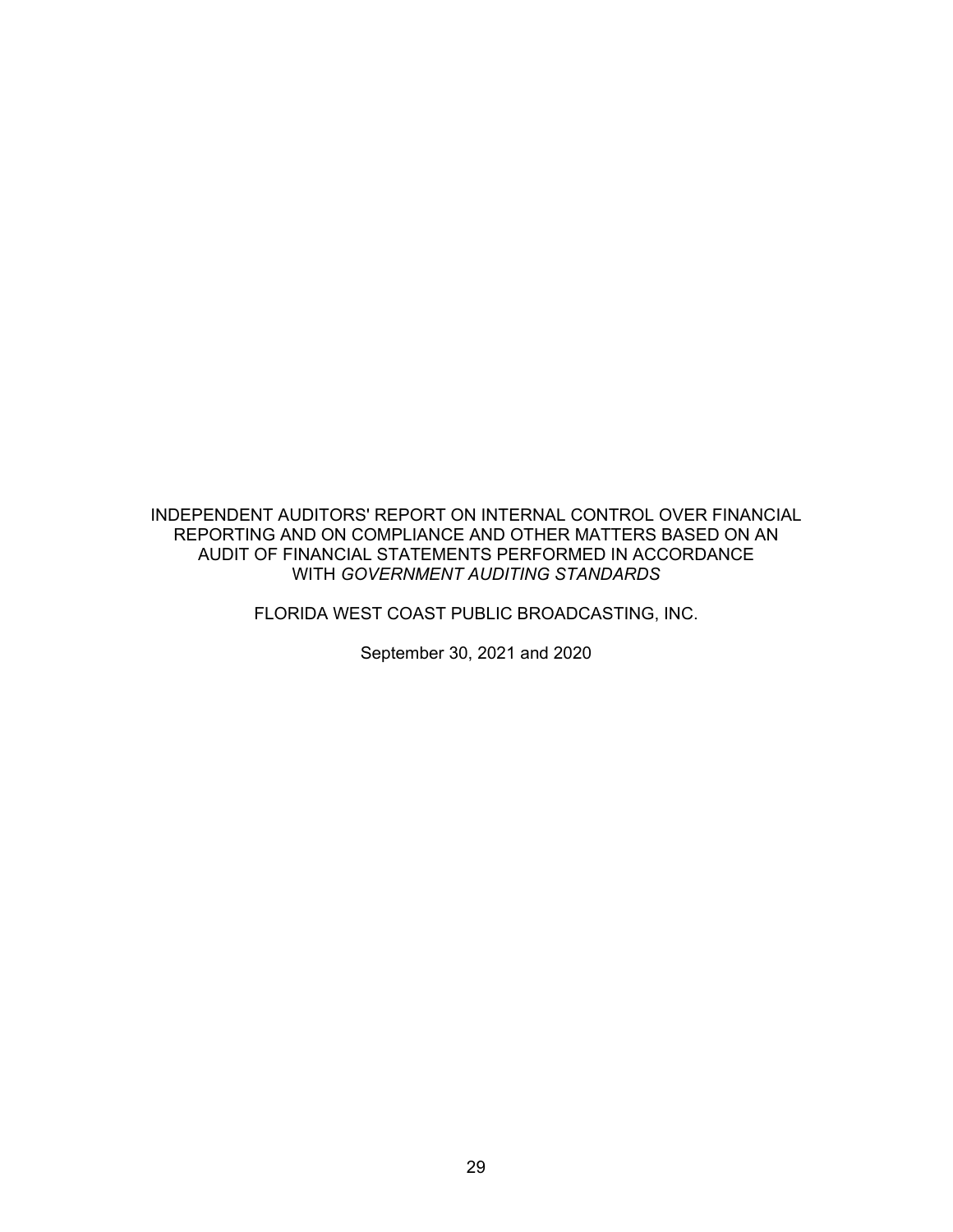# INDEPENDENT AUDITORS' REPORT ON INTERNAL CONTROL OVER FINANCIAL REPORTING AND ON COMPLIANCE AND OTHER MATTERS BASED ON AN AUDIT OF FINANCIAL STATEMENTS PERFORMED IN ACCORDANCE WITH *GOVERNMENT AUDITING STANDARDS*

FLORIDA WEST COAST PUBLIC BROADCASTING, INC.

September 30, 2021 and 2020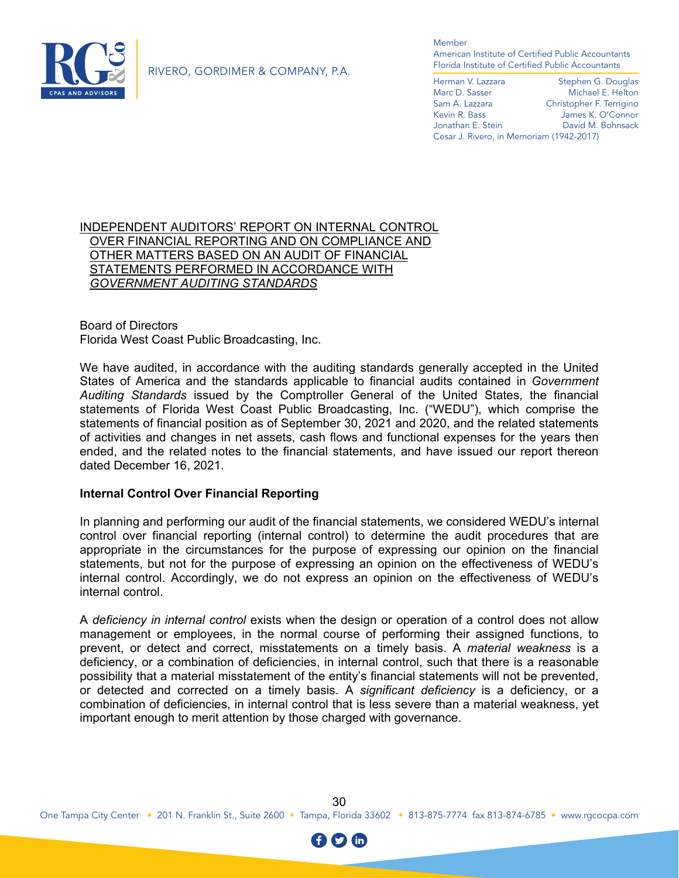RIVERO, GORDIMER & COMPANY, P.A.

Member
American Institute of Certified Public Accountants
Florida Institute of Certified Public Accountants

Herman V. Lazzara
Marc D. Sasser
Sam A. Lazzara
Kevin R. Bass
Jonathan E. Stein
Stephen G. Douglas
Michael E. Helton
Christopher F. Terrigino
James K. O'Connor
David M. Bohnsack
Cesar J. Rivero, in Memoriam (1942-2017)

# INDEPENDENT AUDITORS' REPORT ON INTERNAL CONTROL OVER FINANCIAL REPORTING AND ON COMPLIANCE AND OTHER MATTERS BASED ON AN AUDIT OF FINANCIAL STATEMENTS PERFORMED IN ACCORDANCE WITH *GOVERNMENT AUDITING STANDARDS*

Board of Directors
Florida West Coast Public Broadcasting, Inc.

We have audited, in accordance with the auditing standards generally accepted in the United States of America and the standards applicable to financial audits contained in *Government Auditing Standards* issued by the Comptroller General of the United States, the financial statements of Florida West Coast Public Broadcasting, Inc. ("WEDU"), which comprise the statements of financial position as of September 30, 2021 and 2020, and the related statements of activities and changes in net assets, cash flows and functional expenses for the years then ended, and the related notes to the financial statements, and have issued our report thereon dated December 16, 2021.

**Internal Control Over Financial Reporting**

In planning and performing our audit of the financial statements, we considered WEDU's internal control over financial reporting (internal control) to determine the audit procedures that are appropriate in the circumstances for the purpose of expressing our opinion on the financial statements, but not for the purpose of expressing an opinion on the effectiveness of WEDU's internal control. Accordingly, we do not express an opinion on the effectiveness of WEDU's internal control.

A *deficiency in internal control* exists when the design or operation of a control does not allow management or employees, in the normal course of performing their assigned functions, to prevent, or detect and correct, misstatements on a timely basis. A *material weakness* is a deficiency, or a combination of deficiencies, in internal control, such that there is a reasonable possibility that a material misstatement of the entity's financial statements will not be prevented, or detected and corrected on a timely basis. A *significant deficiency* is a deficiency, or a combination of deficiencies, in internal control that is less severe than a material weakness, yet important enough to merit attention by those charged with governance.

One Tampa City Center • 201 N. Franklin St., Suite 2600 • Tampa, Florida 33602 • 813-875-7774 fax 813-874-6785 • www.rgcocpa.com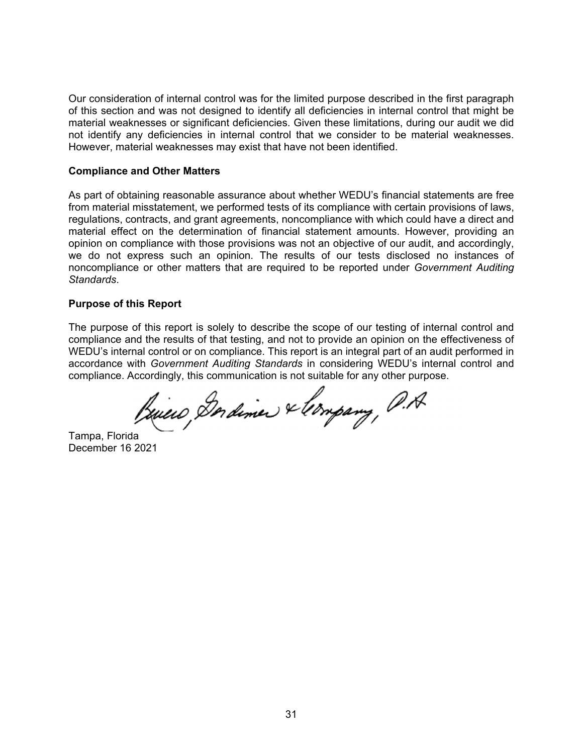Our consideration of internal control was for the limited purpose described in the first paragraph of this section and was not designed to identify all deficiencies in internal control that might be material weaknesses or significant deficiencies. Given these limitations, during our audit we did not identify any deficiencies in internal control that we consider to be material weaknesses. However, material weaknesses may exist that have not been identified.

**Compliance and Other Matters**

As part of obtaining reasonable assurance about whether WEDU's financial statements are free from material misstatement, we performed tests of its compliance with certain provisions of laws, regulations, contracts, and grant agreements, noncompliance with which could have a direct and material effect on the determination of financial statement amounts. However, providing an opinion on compliance with those provisions was not an objective of our audit, and accordingly, we do not express such an opinion. The results of our tests disclosed no instances of noncompliance or other matters that are required to be reported under *Government Auditing Standards*.

**Purpose of this Report**

The purpose of this report is solely to describe the scope of our testing of internal control and compliance and the results of that testing, and not to provide an opinion on the effectiveness of WEDU's internal control or on compliance. This report is an integral part of an audit performed in accordance with *Government Auditing Standards* in considering WEDU's internal control and compliance. Accordingly, this communication is not suitable for any other purpose.

Rivero, Gordimer & Company, P.A.

Tampa, Florida
December 16 2021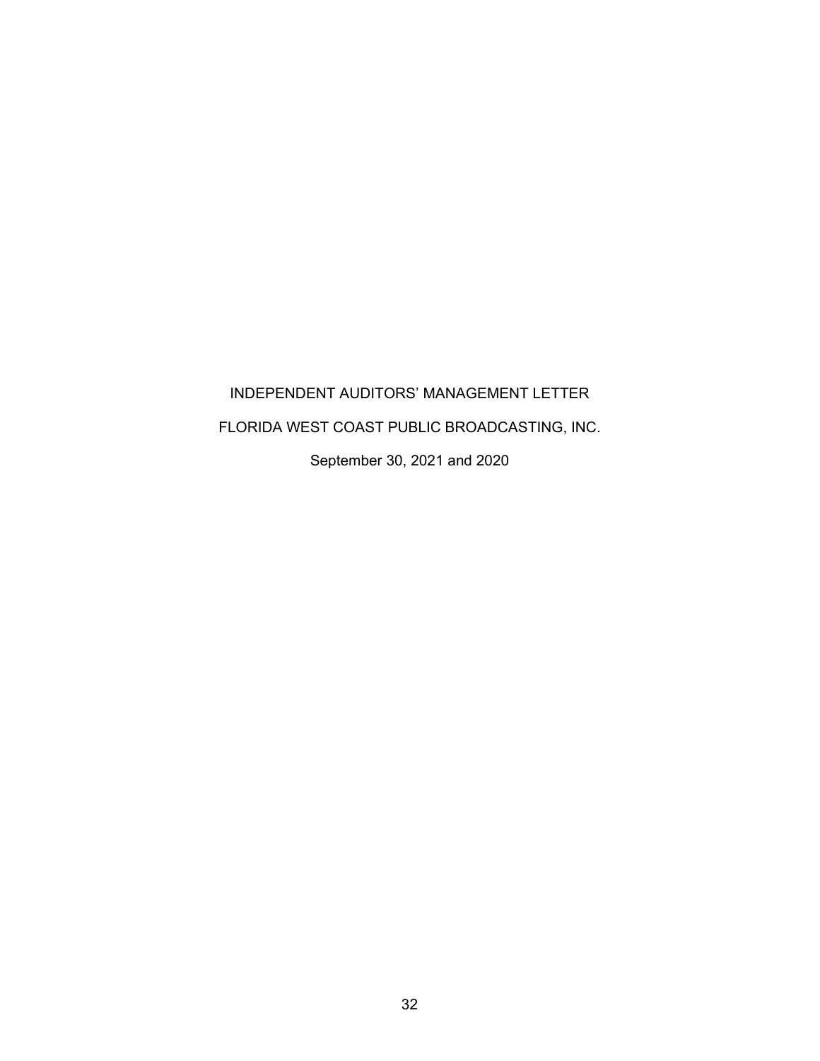# INDEPENDENT AUDITORS' MANAGEMENT LETTER

FLORIDA WEST COAST PUBLIC BROADCASTING, INC.

September 30, 2021 and 2020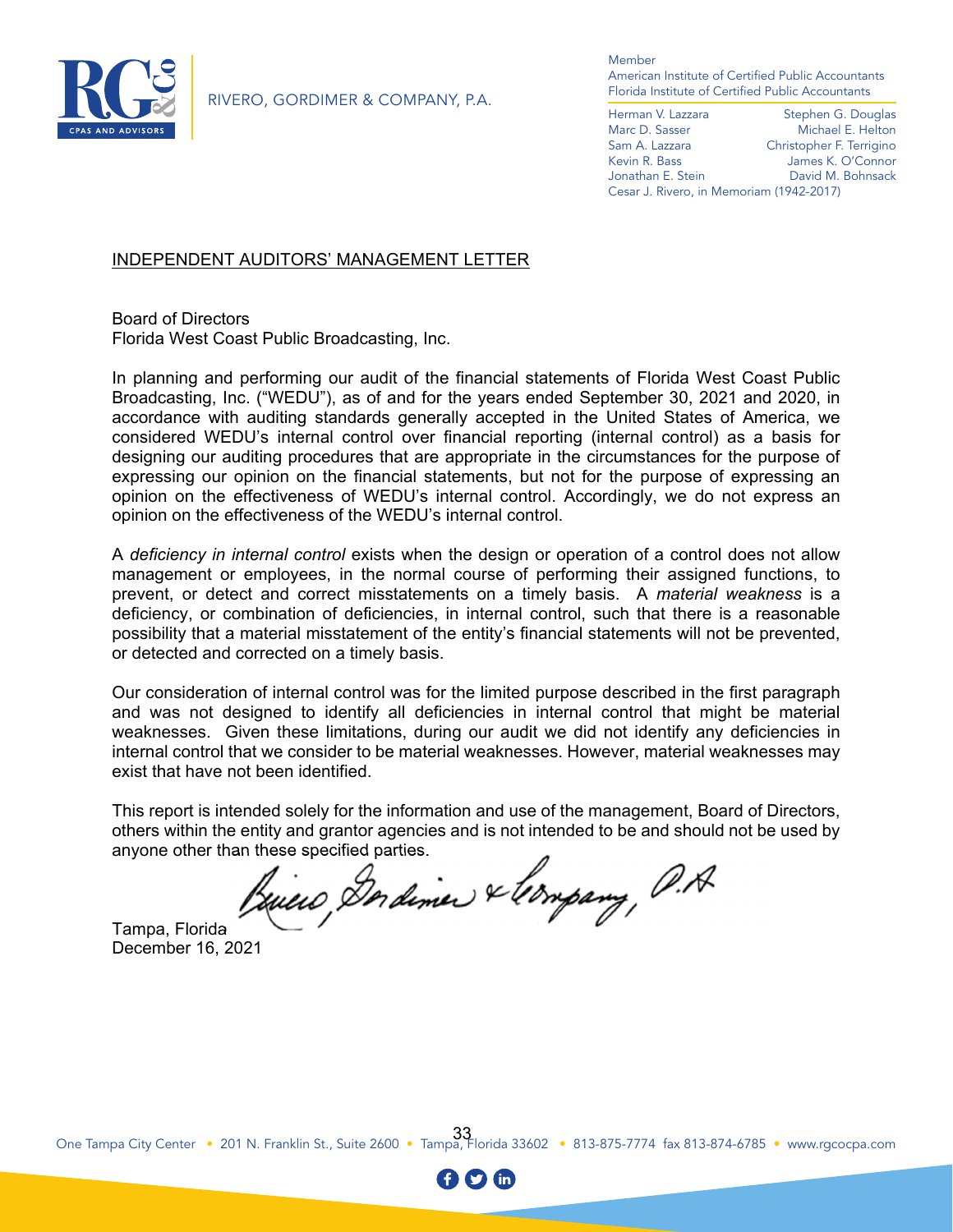RIVERO, GORDIMER & COMPANY, P.A.

Member
American Institute of Certified Public Accountants
Florida Institute of Certified Public Accountants

Herman V. Lazzara
Marc D. Sasser
Sam A. Lazzara
Kevin R. Bass
Jonathan E. Stein
Stephen G. Douglas
Michael E. Helton
Christopher F. Terrigino
James K. O'Connor
David M. Bohnsack
Cesar J. Rivero, in Memoriam (1942-2017)

## INDEPENDENT AUDITORS' MANAGEMENT LETTER

Board of Directors
Florida West Coast Public Broadcasting, Inc.

In planning and performing our audit of the financial statements of Florida West Coast Public Broadcasting, Inc. ("WEDU"), as of and for the years ended September 30, 2021 and 2020, in accordance with auditing standards generally accepted in the United States of America, we considered WEDU's internal control over financial reporting (internal control) as a basis for designing our auditing procedures that are appropriate in the circumstances for the purpose of expressing our opinion on the financial statements, but not for the purpose of expressing an opinion on the effectiveness of WEDU's internal control. Accordingly, we do not express an opinion on the effectiveness of the WEDU's internal control.

A *deficiency in internal control* exists when the design or operation of a control does not allow management or employees, in the normal course of performing their assigned functions, to prevent, or detect and correct misstatements on a timely basis. A *material weakness* is a deficiency, or combination of deficiencies, in internal control, such that there is a reasonable possibility that a material misstatement of the entity's financial statements will not be prevented, or detected and corrected on a timely basis.

Our consideration of internal control was for the limited purpose described in the first paragraph and was not designed to identify all deficiencies in internal control that might be material weaknesses. Given these limitations, during our audit we did not identify any deficiencies in internal control that we consider to be material weaknesses. However, material weaknesses may exist that have not been identified.

This report is intended solely for the information and use of the management, Board of Directors, others within the entity and grantor agencies and is not intended to be and should not be used by anyone other than these specified parties.

Rivero, Gordimer & Company, P.A.

Tampa, Florida
December 16, 2021

One Tampa City Center • 201 N. Franklin St., Suite 2600 • Tampa, Florida 33602 • 813-875-7774 fax 813-874-6785 • www.rgcocpa.com